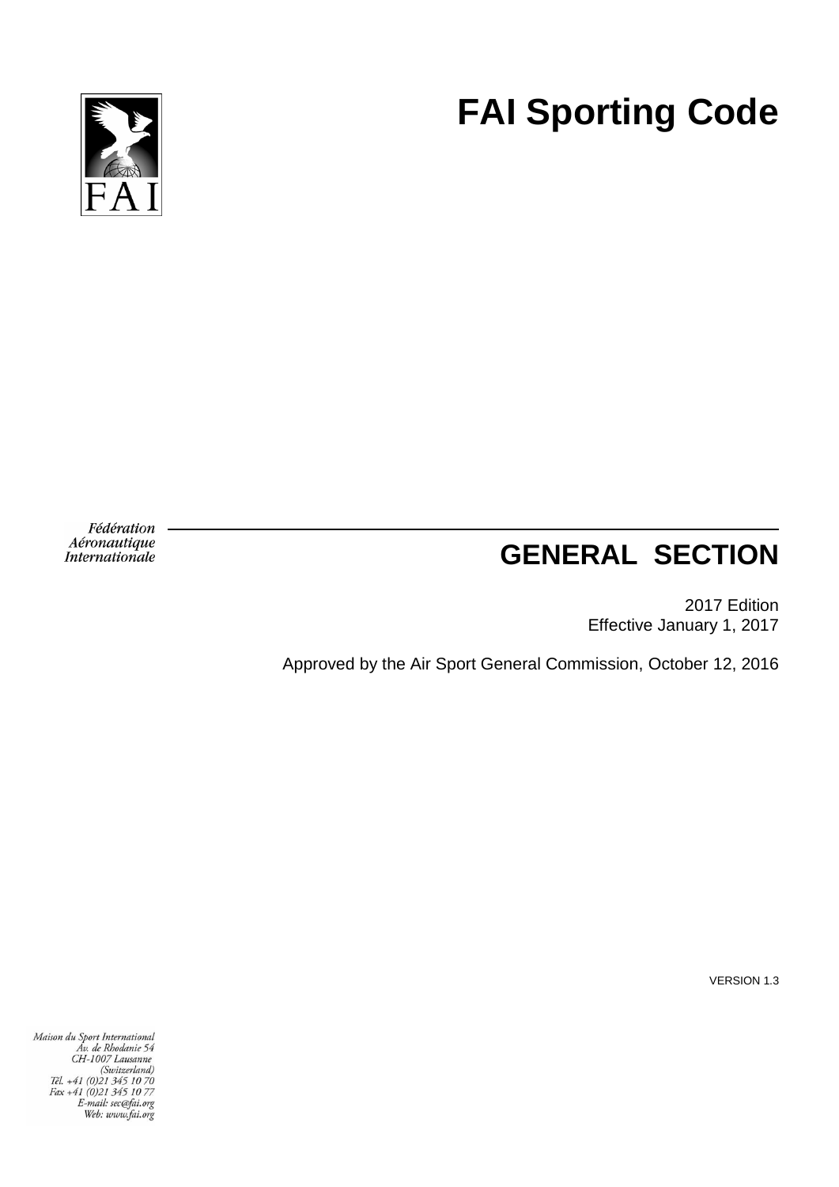FAI

# FAI Sporting Code

*Fédération Aéronautique Internationale*

## GENERAL SECTION

2017 Edition
Effective January 1, 2017

Approved by the Air Sport General Commission, October 12, 2016

VERSION 1.3

*Maison du Sport International*
*Av. de Rhodanie 54*
*CH-1007 Lausanne*
*(Switzerland)*
*Tél. +41 (0)21 345 10 70*
*Fax +41 (0)21 345 10 77*
*E-mail: sec@fai.org*
*Web: www.fai.org*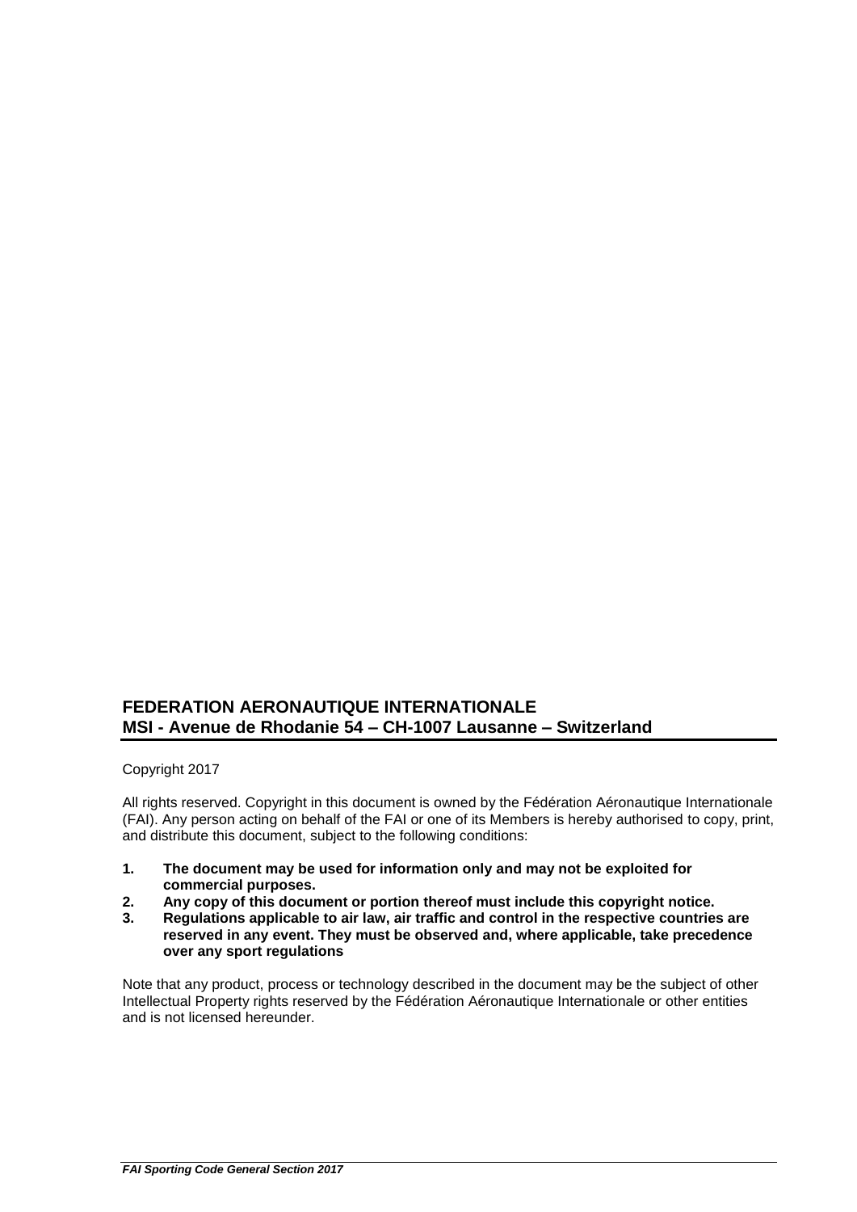**FEDERATION AERONAUTIQUE INTERNATIONALE**
**MSI - Avenue de Rhodanie 54 – CH-1007 Lausanne – Switzerland**

Copyright 2017

All rights reserved. Copyright in this document is owned by the Fédération Aéronautique Internationale (FAI). Any person acting on behalf of the FAI or one of its Members is hereby authorised to copy, print, and distribute this document, subject to the following conditions:

1. **The document may be used for information only and may not be exploited for commercial purposes.**
2. **Any copy of this document or portion thereof must include this copyright notice.**
3. **Regulations applicable to air law, air traffic and control in the respective countries are reserved in any event. They must be observed and, where applicable, take precedence over any sport regulations**

Note that any product, process or technology described in the document may be the subject of other Intellectual Property rights reserved by the Fédération Aéronautique Internationale or other entities and is not licensed hereunder.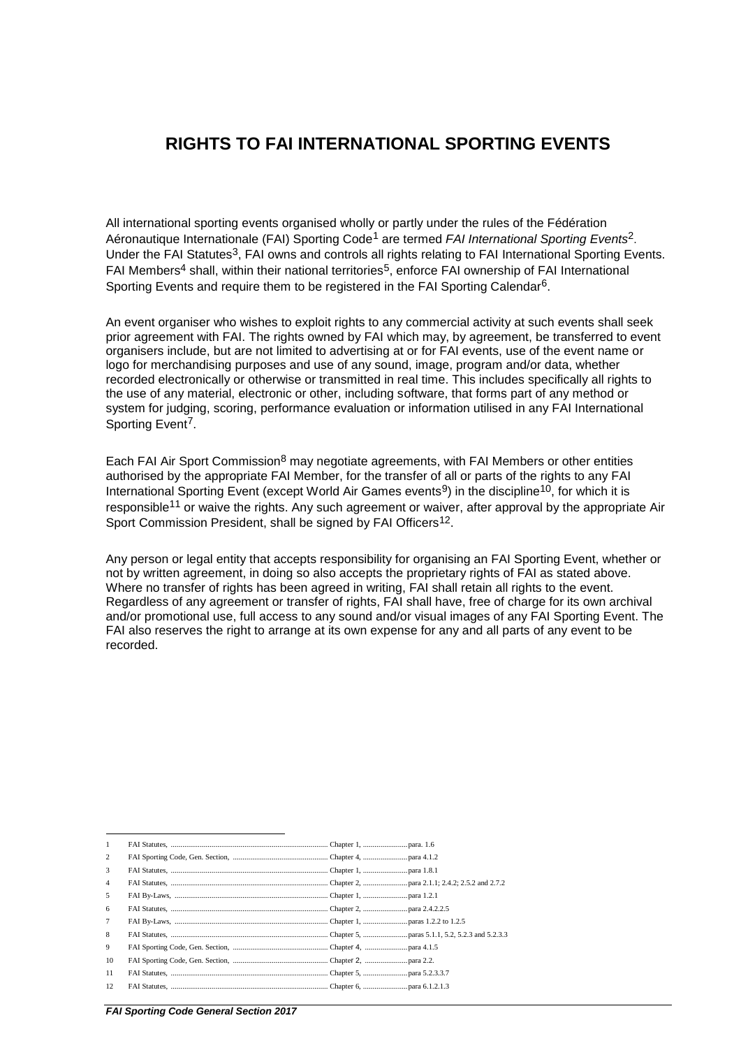# RIGHTS TO FAI INTERNATIONAL SPORTING EVENTS

All international sporting events organised wholly or partly under the rules of the Fédération Aéronautique Internationale (FAI) Sporting Code[1] are termed *FAI International Sporting Events*[2]. Under the FAI Statutes[3], FAI owns and controls all rights relating to FAI International Sporting Events. FAI Members[4] shall, within their national territories[5], enforce FAI ownership of FAI International Sporting Events and require them to be registered in the FAI Sporting Calendar[6].

An event organiser who wishes to exploit rights to any commercial activity at such events shall seek prior agreement with FAI. The rights owned by FAI which may, by agreement, be transferred to event organisers include, but are not limited to advertising at or for FAI events, use of the event name or logo for merchandising purposes and use of any sound, image, program and/or data, whether recorded electronically or otherwise or transmitted in real time. This includes specifically all rights to the use of any material, electronic or other, including software, that forms part of any method or system for judging, scoring, performance evaluation or information utilised in any FAI International Sporting Event[7].

Each FAI Air Sport Commission[8] may negotiate agreements, with FAI Members or other entities authorised by the appropriate FAI Member, for the transfer of all or parts of the rights to any FAI International Sporting Event (except World Air Games events[9]) in the discipline[10], for which it is responsible[11] or waive the rights. Any such agreement or waiver, after approval by the appropriate Air Sport Commission President, shall be signed by FAI Officers[12].

Any person or legal entity that accepts responsibility for organising an FAI Sporting Event, whether or not by written agreement, in doing so also accepts the proprietary rights of FAI as stated above. Where no transfer of rights has been agreed in writing, FAI shall retain all rights to the event. Regardless of any agreement or transfer of rights, FAI shall have, free of charge for its own archival and/or promotional use, full access to any sound and/or visual images of any FAI Sporting Event. The FAI also reserves the right to arrange at its own expense for any and all parts of any event to be recorded.

---

1 FAI Statutes, ........ Chapter 1, ........ para. 1.6
2 FAI Sporting Code, Gen. Section, ........ Chapter 4, ........ para 4.1.2
3 FAI Statutes, ........ Chapter 1, ........ para 1.8.1
4 FAI Statutes, ........ Chapter 2, ........ para 2.1.1; 2.4.2; 2.5.2 and 2.7.2
5 FAI By-Laws, ........ Chapter 1, ........ para 1.2.1
6 FAI Statutes, ........ Chapter 2, ........ para 2.4.2.2.5
7 FAI By-Laws, ........ Chapter 1, ........ paras 1.2.2 to 1.2.5
8 FAI Statutes, ........ Chapter 5, ........ paras 5.1.1, 5.2, 5.2.3 and 5.2.3.3
9 FAI Sporting Code, Gen. Section, ........ Chapter 4, ........ para 4.1.5
10 FAI Sporting Code, Gen. Section, ........ Chapter 2, ........ para 2.2.
11 FAI Statutes, ........ Chapter 5, ........ para 5.2.3.3.7
12 FAI Statutes, ........ Chapter 6, ........ para 6.1.2.1.3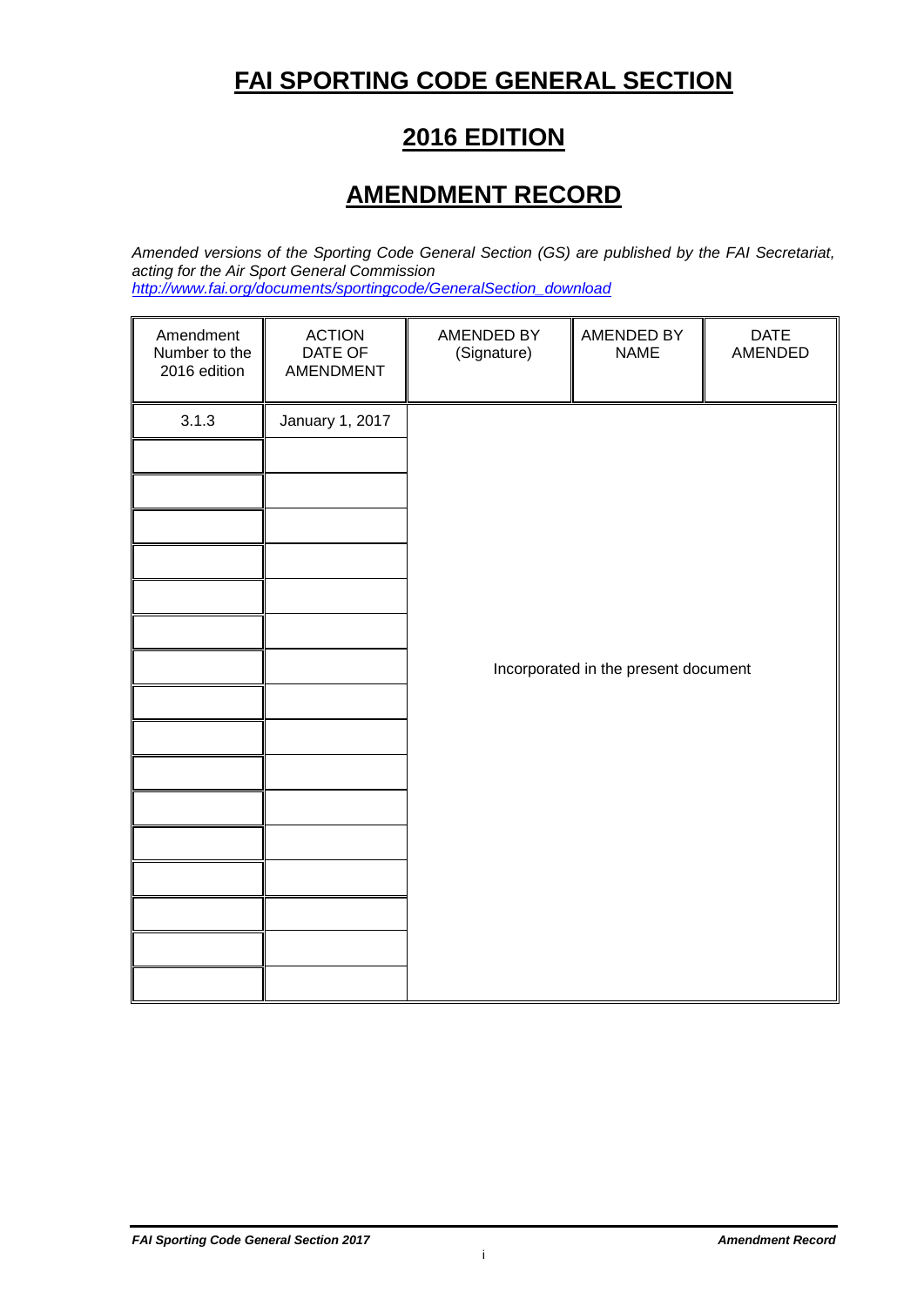# FAI SPORTING CODE GENERAL SECTION

## 2016 EDITION

## AMENDMENT RECORD

*Amended versions of the Sporting Code General Section (GS) are published by the FAI Secretariat, acting for the Air Sport General Commission*
*http://www.fai.org/documents/sportingcode/GeneralSection_download*

| Amendment Number to the 2016 edition | ACTION DATE OF AMENDMENT | AMENDED BY (Signature) | AMENDED BY NAME | DATE AMENDED |
|---|---|---|---|---|
| 3.1.3 | January 1, 2017 | Incorporated in the present document | | |
| | | | | |
| | | | | |
| | | | | |
| | | | | |
| | | | | |
| | | | | |
| | | | | |
| | | | | |
| | | | | |
| | | | | |
| | | | | |
| | | | | |
| | | | | |
| | | | | |
| | | | | |
| | | | | |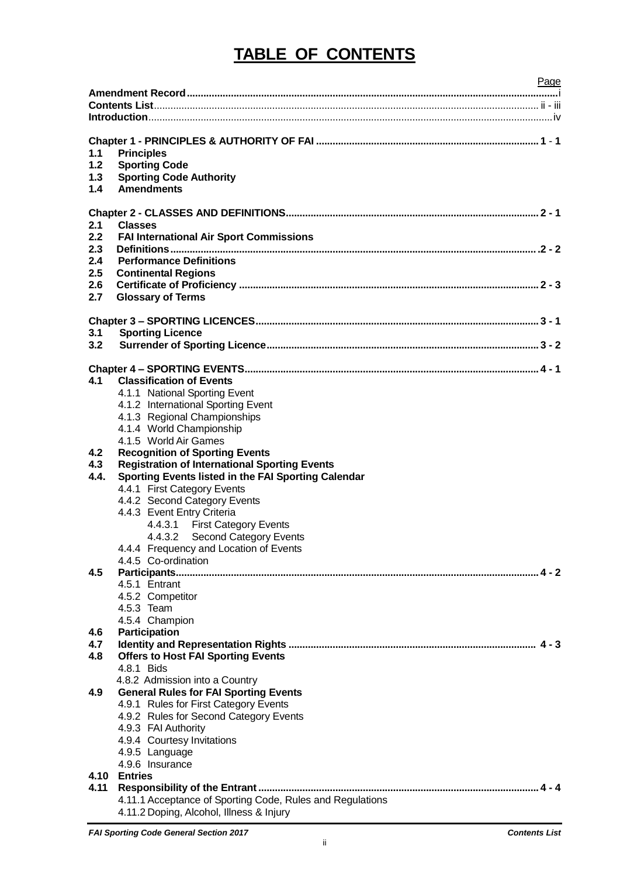# TABLE OF CONTENTS

| | | Page |
|---|---|---|
| **Amendment Record** | | i |
| **Contents List** | | ii - iii |
| **Introduction** | | iv |
| **Chapter 1 - PRINCIPLES & AUTHORITY OF FAI** | | 1 - 1 |
| **1.1** | **Principles** | |
| **1.2** | **Sporting Code** | |
| **1.3** | **Sporting Code Authority** | |
| **1.4** | **Amendments** | |
| **Chapter 2 - CLASSES AND DEFINITIONS** | | 2 - 1 |
| **2.1** | **Classes** | |
| **2.2** | **FAI International Air Sport Commissions** | |
| **2.3** | **Definitions** | 2 - 2 |
| **2.4** | **Performance Definitions** | |
| **2.5** | **Continental Regions** | |
| **2.6** | **Certificate of Proficiency** | 2 - 3 |
| **2.7** | **Glossary of Terms** | |
| **Chapter 3 – SPORTING LICENCES** | | 3 - 1 |
| **3.1** | **Sporting Licence** | |
| **3.2** | **Surrender of Sporting Licence** | 3 - 2 |
| **Chapter 4 – SPORTING EVENTS** | | 4 - 1 |
| **4.1** | **Classification of Events** | |
| | 4.1.1 National Sporting Event | |
| | 4.1.2 International Sporting Event | |
| | 4.1.3 Regional Championships | |
| | 4.1.4 World Championship | |
| | 4.1.5 World Air Games | |
| **4.2** | **Recognition of Sporting Events** | |
| **4.3** | **Registration of International Sporting Events** | |
| **4.4.** | **Sporting Events listed in the FAI Sporting Calendar** | |
| | 4.4.1 First Category Events | |
| | 4.4.2 Second Category Events | |
| | 4.4.3 Event Entry Criteria | |
| | 4.4.3.1 First Category Events | |
| | 4.4.3.2 Second Category Events | |
| | 4.4.4 Frequency and Location of Events | |
| | 4.4.5 Co-ordination | |
| **4.5** | **Participants** | 4 - 2 |
| | 4.5.1 Entrant | |
| | 4.5.2 Competitor | |
| | 4.5.3 Team | |
| | 4.5.4 Champion | |
| **4.6** | **Participation** | |
| **4.7** | **Identity and Representation Rights** | 4 - 3 |
| **4.8** | **Offers to Host FAI Sporting Events** | |
| | 4.8.1 Bids | |
| | 4.8.2 Admission into a Country | |
| **4.9** | **General Rules for FAI Sporting Events** | |
| | 4.9.1 Rules for First Category Events | |
| | 4.9.2 Rules for Second Category Events | |
| | 4.9.3 FAI Authority | |
| | 4.9.4 Courtesy Invitations | |
| | 4.9.5 Language | |
| | 4.9.6 Insurance | |
| **4.10** | **Entries** | |
| **4.11** | **Responsibility of the Entrant** | 4 - 4 |
| | 4.11.1 Acceptance of Sporting Code, Rules and Regulations | |
| | 4.11.2 Doping, Alcohol, Illness & Injury | |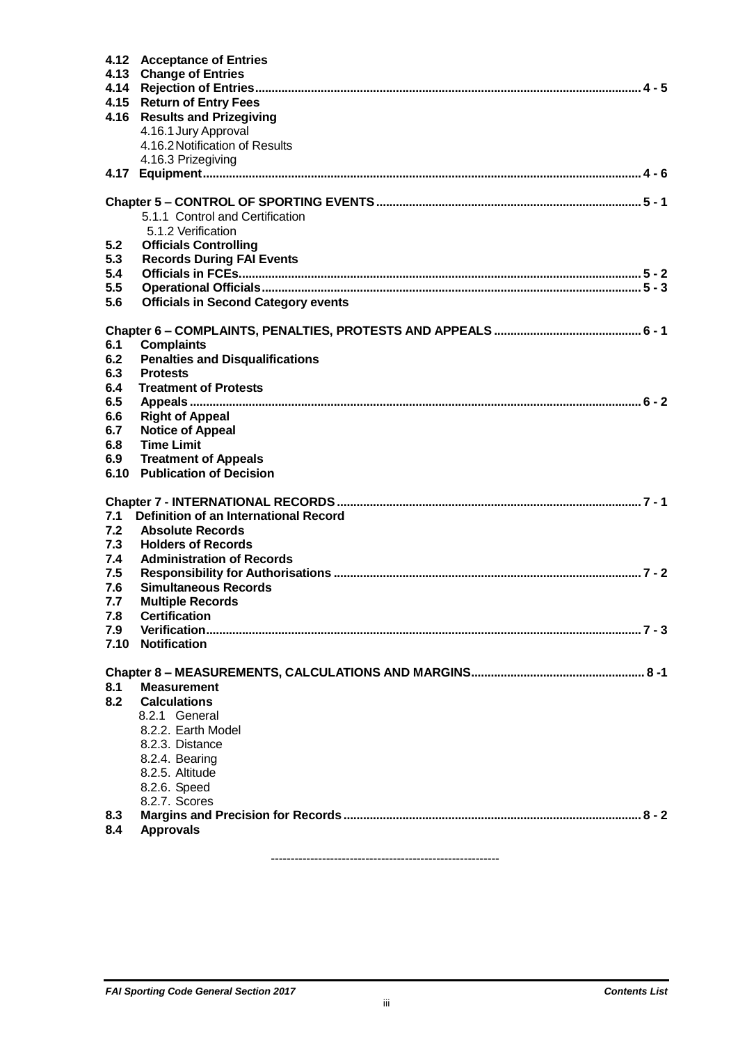**4.12 Acceptance of Entries**
**4.13 Change of Entries**
**4.14 Rejection of Entries** .......... **4 - 5**
**4.15 Return of Entry Fees**
**4.16 Results and Prizegiving**
4.16.1 Jury Approval
4.16.2 Notification of Results
4.16.3 Prizegiving
**4.17 Equipment** .......... **4 - 6**

**Chapter 5 – CONTROL OF SPORTING EVENTS** .......... **5 - 1**
5.1.1 Control and Certification
5.1.2 Verification
**5.2 Officials Controlling**
**5.3 Records During FAI Events**
**5.4 Officials in FCEs** .......... **5 - 2**
**5.5 Operational Officials** .......... **5 - 3**
**5.6 Officials in Second Category events**

**Chapter 6 – COMPLAINTS, PENALTIES, PROTESTS AND APPEALS** .......... **6 - 1**
**6.1 Complaints**
**6.2 Penalties and Disqualifications**
**6.3 Protests**
**6.4 Treatment of Protests**
**6.5 Appeals** .......... **6 - 2**
**6.6 Right of Appeal**
**6.7 Notice of Appeal**
**6.8 Time Limit**
**6.9 Treatment of Appeals**
**6.10 Publication of Decision**

**Chapter 7 - INTERNATIONAL RECORDS** .......... **7 - 1**
**7.1 Definition of an International Record**
**7.2 Absolute Records**
**7.3 Holders of Records**
**7.4 Administration of Records**
**7.5 Responsibility for Authorisations** .......... **7 - 2**
**7.6 Simultaneous Records**
**7.7 Multiple Records**
**7.8 Certification**
**7.9 Verification** .......... **7 - 3**
**7.10 Notification**

**Chapter 8 – MEASUREMENTS, CALCULATIONS AND MARGINS** .......... **8 -1**
**8.1 Measurement**
**8.2 Calculations**
8.2.1 General
8.2.2. Earth Model
8.2.3. Distance
8.2.4. Bearing
8.2.5. Altitude
8.2.6. Speed
8.2.7. Scores
**8.3 Margins and Precision for Records** .......... **8 - 2**
**8.4 Approvals**

---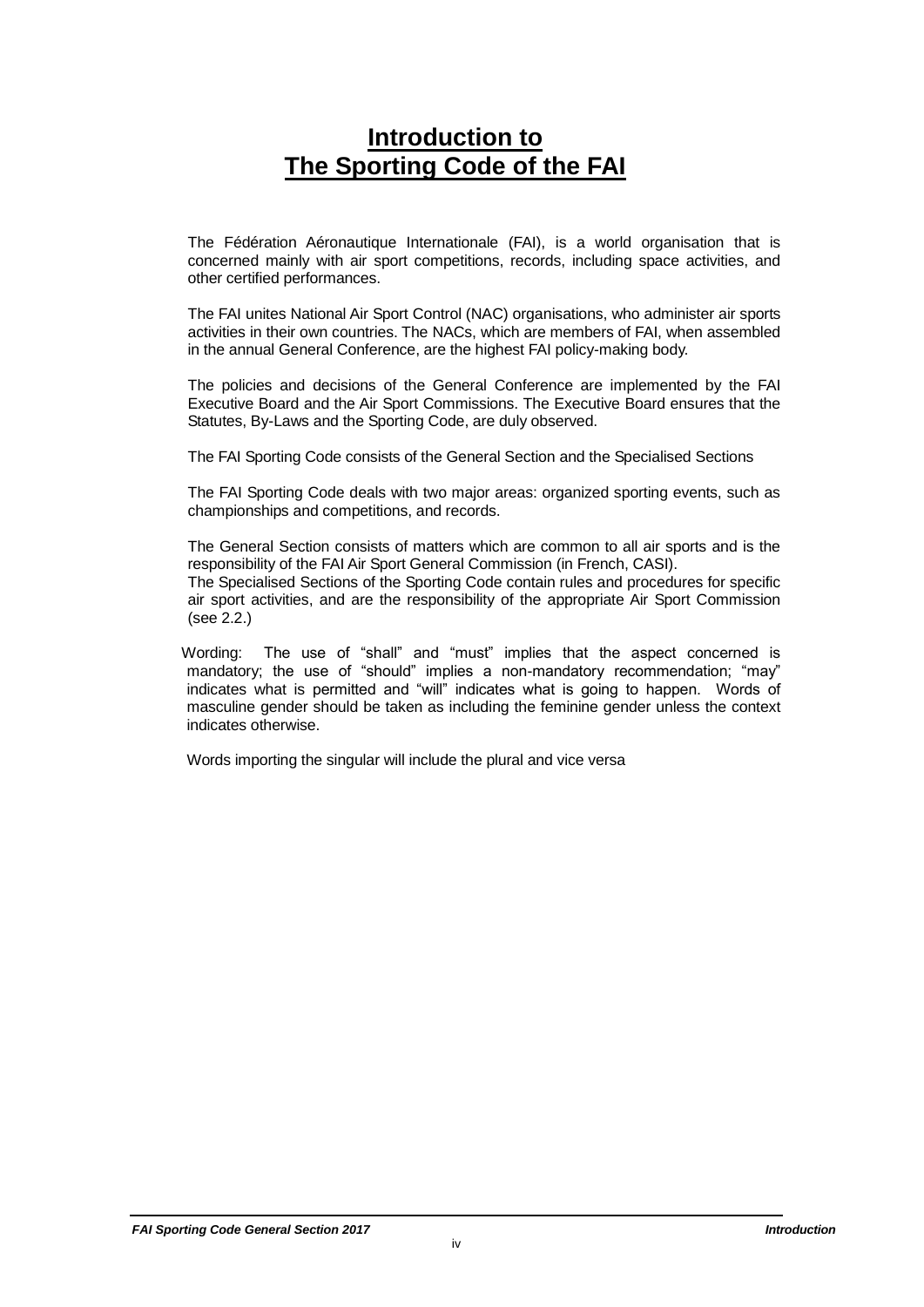# Introduction to The Sporting Code of the FAI

The Fédération Aéronautique Internationale (FAI), is a world organisation that is concerned mainly with air sport competitions, records, including space activities, and other certified performances.

The FAI unites National Air Sport Control (NAC) organisations, who administer air sports activities in their own countries. The NACs, which are members of FAI, when assembled in the annual General Conference, are the highest FAI policy-making body.

The policies and decisions of the General Conference are implemented by the FAI Executive Board and the Air Sport Commissions. The Executive Board ensures that the Statutes, By-Laws and the Sporting Code, are duly observed.

The FAI Sporting Code consists of the General Section and the Specialised Sections

The FAI Sporting Code deals with two major areas: organized sporting events, such as championships and competitions, and records.

The General Section consists of matters which are common to all air sports and is the responsibility of the FAI Air Sport General Commission (in French, CASI).
The Specialised Sections of the Sporting Code contain rules and procedures for specific air sport activities, and are the responsibility of the appropriate Air Sport Commission (see 2.2.)

Wording: The use of "shall" and "must" implies that the aspect concerned is mandatory; the use of "should" implies a non-mandatory recommendation; "may" indicates what is permitted and "will" indicates what is going to happen. Words of masculine gender should be taken as including the feminine gender unless the context indicates otherwise.

Words importing the singular will include the plural and vice versa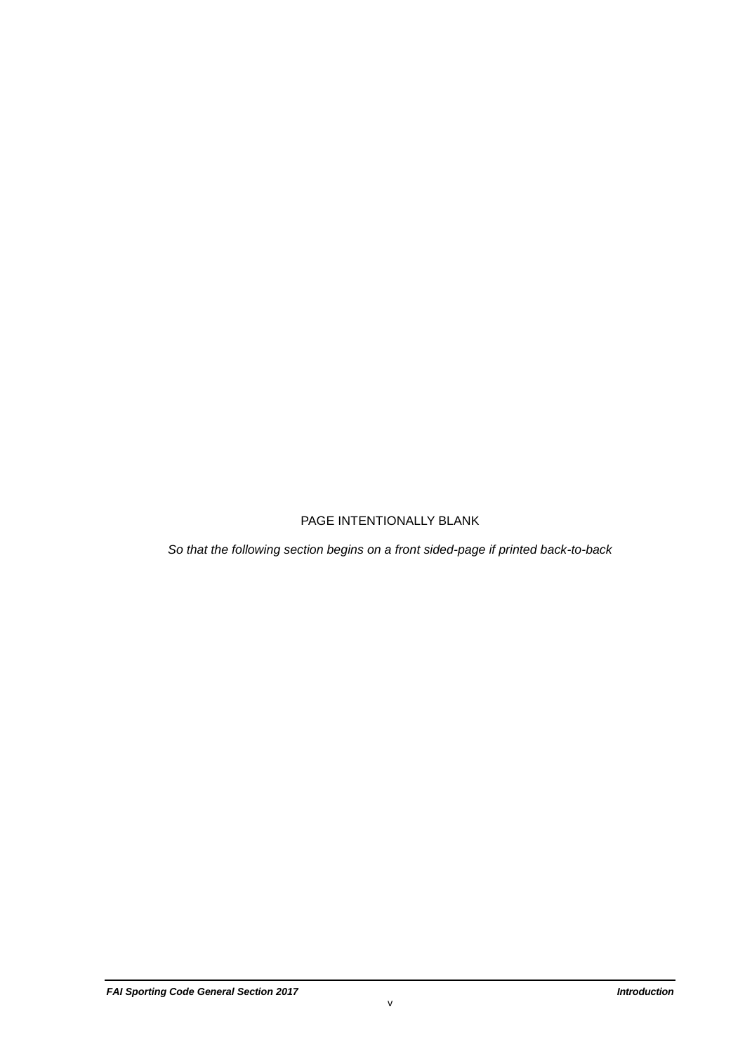PAGE INTENTIONALLY BLANK

*So that the following section begins on a front sided-page if printed back-to-back*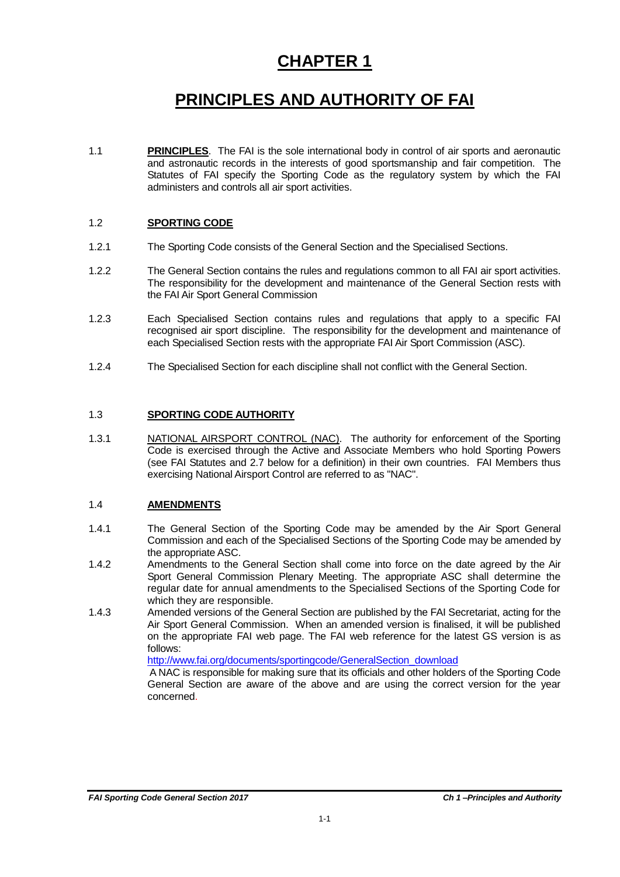# CHAPTER 1

# PRINCIPLES AND AUTHORITY OF FAI

1.1 **PRINCIPLES**. The FAI is the sole international body in control of air sports and aeronautic and astronautic records in the interests of good sportsmanship and fair competition. The Statutes of FAI specify the Sporting Code as the regulatory system by which the FAI administers and controls all air sport activities.

1.2 **SPORTING CODE**

1.2.1 The Sporting Code consists of the General Section and the Specialised Sections.

1.2.2 The General Section contains the rules and regulations common to all FAI air sport activities. The responsibility for the development and maintenance of the General Section rests with the FAI Air Sport General Commission

1.2.3 Each Specialised Section contains rules and regulations that apply to a specific FAI recognised air sport discipline. The responsibility for the development and maintenance of each Specialised Section rests with the appropriate FAI Air Sport Commission (ASC).

1.2.4 The Specialised Section for each discipline shall not conflict with the General Section.

1.3 **SPORTING CODE AUTHORITY**

1.3.1 NATIONAL AIRSPORT CONTROL (NAC). The authority for enforcement of the Sporting Code is exercised through the Active and Associate Members who hold Sporting Powers (see FAI Statutes and 2.7 below for a definition) in their own countries. FAI Members thus exercising National Airsport Control are referred to as "NAC".

1.4 **AMENDMENTS**

1.4.1 The General Section of the Sporting Code may be amended by the Air Sport General Commission and each of the Specialised Sections of the Sporting Code may be amended by the appropriate ASC.

1.4.2 Amendments to the General Section shall come into force on the date agreed by the Air Sport General Commission Plenary Meeting. The appropriate ASC shall determine the regular date for annual amendments to the Specialised Sections of the Sporting Code for which they are responsible.

1.4.3 Amended versions of the General Section are published by the FAI Secretariat, acting for the Air Sport General Commission. When an amended version is finalised, it will be published on the appropriate FAI web page. The FAI web reference for the latest GS version is as follows:

http://www.fai.org/documents/sportingcode/GeneralSection_download

A NAC is responsible for making sure that its officials and other holders of the Sporting Code General Section are aware of the above and are using the correct version for the year concerned.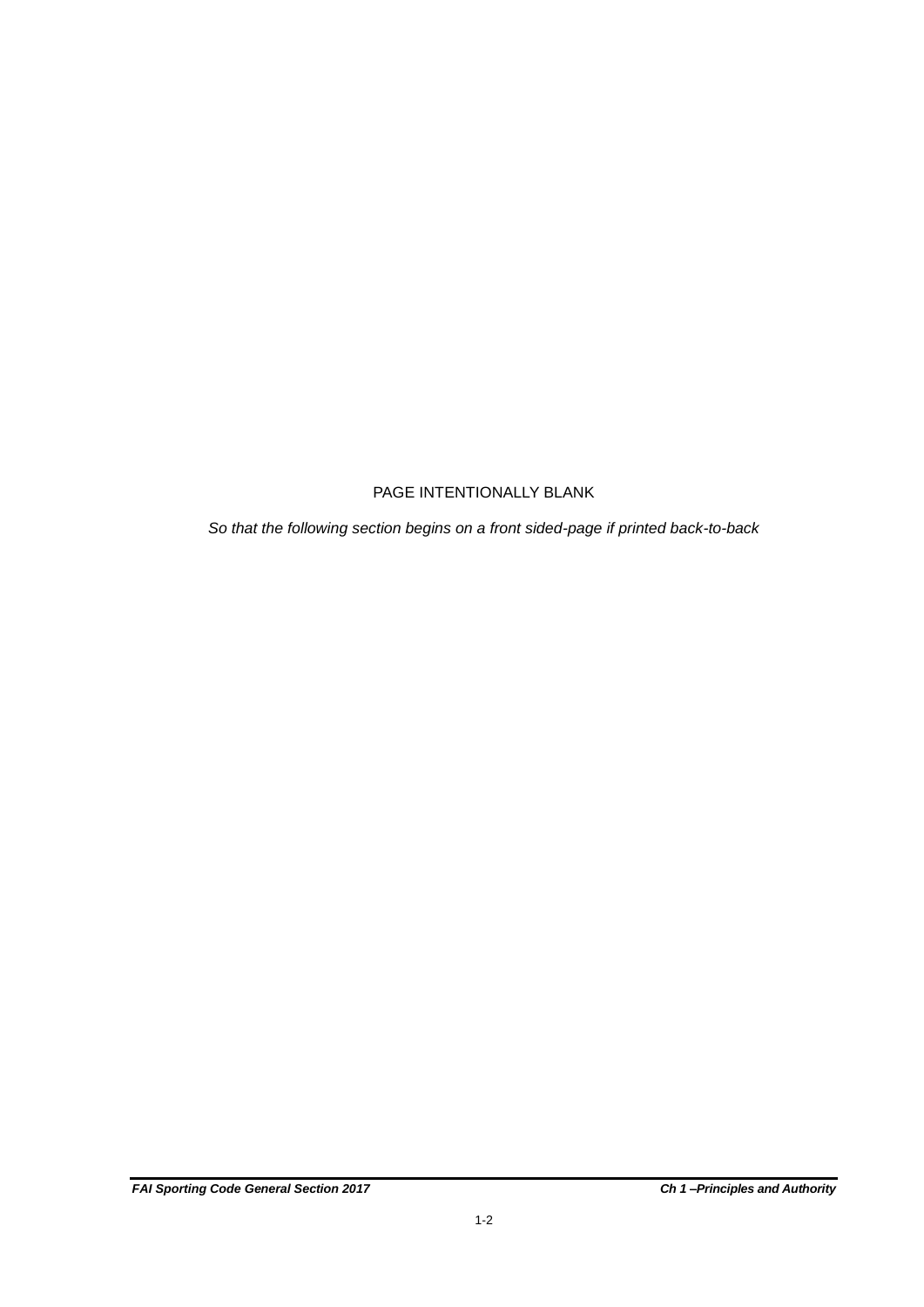PAGE INTENTIONALLY BLANK

*So that the following section begins on a front sided-page if printed back-to-back*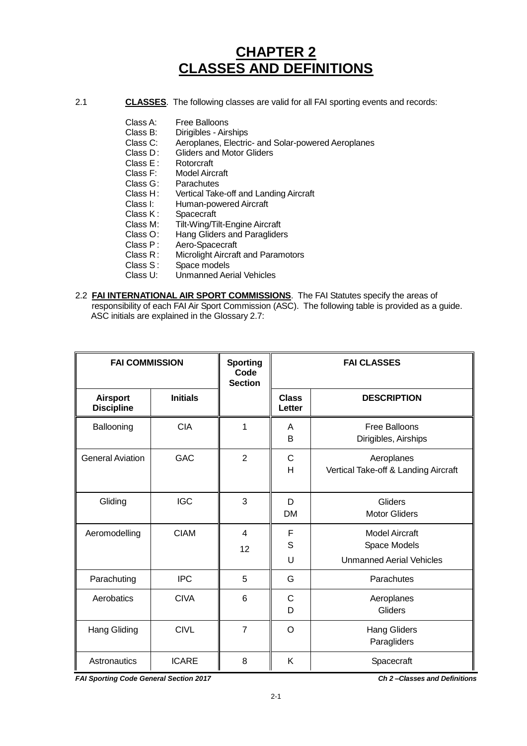# CHAPTER 2
# CLASSES AND DEFINITIONS

2.1 **CLASSES**. The following classes are valid for all FAI sporting events and records:

- Class A: Free Balloons
- Class B: Dirigibles - Airships
- Class C: Aeroplanes, Electric- and Solar-powered Aeroplanes
- Class D: Gliders and Motor Gliders
- Class E: Rotorcraft
- Class F: Model Aircraft
- Class G: Parachutes
- Class H: Vertical Take-off and Landing Aircraft
- Class I: Human-powered Aircraft
- Class K: Spacecraft
- Class M: Tilt-Wing/Tilt-Engine Aircraft
- Class O: Hang Gliders and Paragliders
- Class P: Aero-Spacecraft
- Class R: Microlight Aircraft and Paramotors
- Class S: Space models
- Class U: Unmanned Aerial Vehicles

2.2 **FAI INTERNATIONAL AIR SPORT COMMISSIONS**. The FAI Statutes specify the areas of responsibility of each FAI Air Sport Commission (ASC). The following table is provided as a guide. ASC initials are explained in the Glossary 2.7:

| FAI COMMISSION | | Sporting Code Section | FAI CLASSES | |
|---|---|---|---|---|
| **Airsport Discipline** | **Initials** | | **Class Letter** | **DESCRIPTION** |
| Ballooning | CIA | 1 | A<br>B | Free Balloons<br>Dirigibles, Airships |
| General Aviation | GAC | 2 | C<br>H | Aeroplanes<br>Vertical Take-off & Landing Aircraft |
| Gliding | IGC | 3 | D<br>DM | Gliders<br>Motor Gliders |
| Aeromodelling | CIAM | 4<br>12 | F<br>S<br>U | Model Aircraft<br>Space Models<br>Unmanned Aerial Vehicles |
| Parachuting | IPC | 5 | G | Parachutes |
| Aerobatics | CIVA | 6 | C<br>D | Aeroplanes<br>Gliders |
| Hang Gliding | CIVL | 7 | O | Hang Gliders<br>Paragliders |
| Astronautics | ICARE | 8 | K | Spacecraft |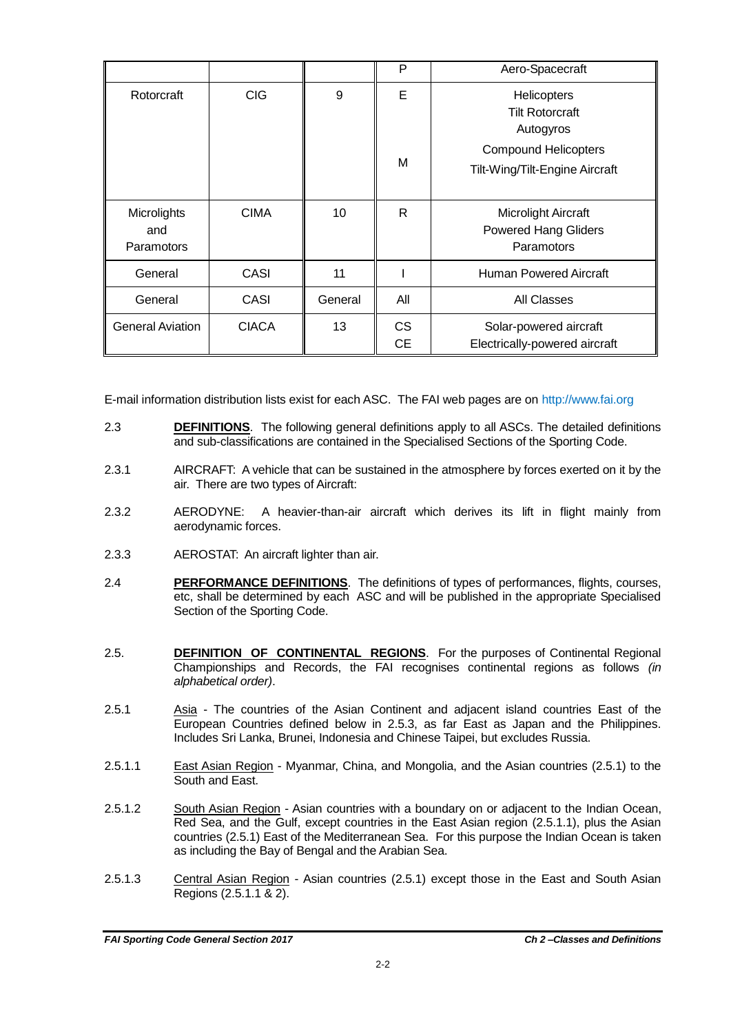| | | | P | Aero-Spacecraft |
|---|---|---|---|---|
| Rotorcraft | CIG | 9 | E<br><br>M | Helicopters<br>Tilt Rotorcraft<br>Autogyros<br>Compound Helicopters<br>Tilt-Wing/Tilt-Engine Aircraft |
| Microlights and Paramotors | CIMA | 10 | R | Microlight Aircraft<br>Powered Hang Gliders<br>Paramotors |
| General | CASI | 11 | I | Human Powered Aircraft |
| General | CASI | General | All | All Classes |
| General Aviation | CIACA | 13 | CS<br>CE | Solar-powered aircraft<br>Electrically-powered aircraft |

E-mail information distribution lists exist for each ASC. The FAI web pages are on http://www.fai.org

2.3 **DEFINITIONS**. The following general definitions apply to all ASCs. The detailed definitions and sub-classifications are contained in the Specialised Sections of the Sporting Code.

2.3.1 AIRCRAFT: A vehicle that can be sustained in the atmosphere by forces exerted on it by the air. There are two types of Aircraft:

2.3.2 AERODYNE: A heavier-than-air aircraft which derives its lift in flight mainly from aerodynamic forces.

2.3.3 AEROSTAT: An aircraft lighter than air.

2.4 **PERFORMANCE DEFINITIONS**. The definitions of types of performances, flights, courses, etc, shall be determined by each ASC and will be published in the appropriate Specialised Section of the Sporting Code.

2.5. **DEFINITION OF CONTINENTAL REGIONS**. For the purposes of Continental Regional Championships and Records, the FAI recognises continental regions as follows *(in alphabetical order)*.

2.5.1 Asia - The countries of the Asian Continent and adjacent island countries East of the European Countries defined below in 2.5.3, as far East as Japan and the Philippines. Includes Sri Lanka, Brunei, Indonesia and Chinese Taipei, but excludes Russia.

2.5.1.1 East Asian Region - Myanmar, China, and Mongolia, and the Asian countries (2.5.1) to the South and East.

2.5.1.2 South Asian Region - Asian countries with a boundary on or adjacent to the Indian Ocean, Red Sea, and the Gulf, except countries in the East Asian region (2.5.1.1), plus the Asian countries (2.5.1) East of the Mediterranean Sea. For this purpose the Indian Ocean is taken as including the Bay of Bengal and the Arabian Sea.

2.5.1.3 Central Asian Region - Asian countries (2.5.1) except those in the East and South Asian Regions (2.5.1.1 & 2).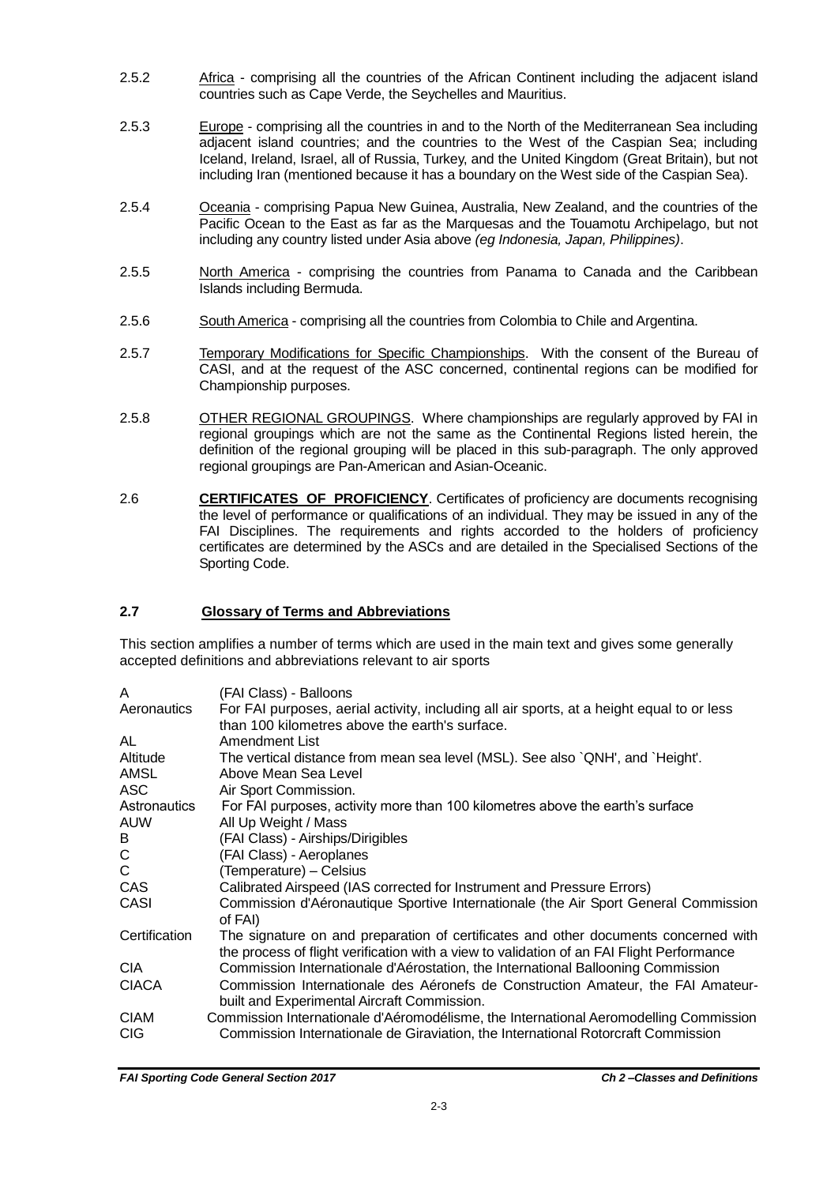2.5.2 Africa - comprising all the countries of the African Continent including the adjacent island countries such as Cape Verde, the Seychelles and Mauritius.

2.5.3 Europe - comprising all the countries in and to the North of the Mediterranean Sea including adjacent island countries; and the countries to the West of the Caspian Sea; including Iceland, Ireland, Israel, all of Russia, Turkey, and the United Kingdom (Great Britain), but not including Iran (mentioned because it has a boundary on the West side of the Caspian Sea).

2.5.4 Oceania - comprising Papua New Guinea, Australia, New Zealand, and the countries of the Pacific Ocean to the East as far as the Marquesas and the Touamotu Archipelago, but not including any country listed under Asia above *(eg Indonesia, Japan, Philippines)*.

2.5.5 North America - comprising the countries from Panama to Canada and the Caribbean Islands including Bermuda.

2.5.6 South America - comprising all the countries from Colombia to Chile and Argentina.

2.5.7 Temporary Modifications for Specific Championships. With the consent of the Bureau of CASI, and at the request of the ASC concerned, continental regions can be modified for Championship purposes.

2.5.8 OTHER REGIONAL GROUPINGS. Where championships are regularly approved by FAI in regional groupings which are not the same as the Continental Regions listed herein, the definition of the regional grouping will be placed in this sub-paragraph. The only approved regional groupings are Pan-American and Asian-Oceanic.

2.6 **CERTIFICATES OF PROFICIENCY**. Certificates of proficiency are documents recognising the level of performance or qualifications of an individual. They may be issued in any of the FAI Disciplines. The requirements and rights accorded to the holders of proficiency certificates are determined by the ASCs and are detailed in the Specialised Sections of the Sporting Code.

## 2.7 Glossary of Terms and Abbreviations

This section amplifies a number of terms which are used in the main text and gives some generally accepted definitions and abbreviations relevant to air sports

| | |
|---|---|
| A | (FAI Class) - Balloons |
| Aeronautics | For FAI purposes, aerial activity, including all air sports, at a height equal to or less than 100 kilometres above the earth's surface. |
| AL | Amendment List |
| Altitude | The vertical distance from mean sea level (MSL). See also `QNH', and `Height'. |
| AMSL | Above Mean Sea Level |
| ASC | Air Sport Commission. |
| Astronautics | For FAI purposes, activity more than 100 kilometres above the earth's surface |
| AUW | All Up Weight / Mass |
| B | (FAI Class) - Airships/Dirigibles |
| C | (FAI Class) - Aeroplanes |
| C | (Temperature) – Celsius |
| CAS | Calibrated Airspeed (IAS corrected for Instrument and Pressure Errors) |
| CASI | Commission d'Aéronautique Sportive Internationale (the Air Sport General Commission of FAI) |
| Certification | The signature on and preparation of certificates and other documents concerned with the process of flight verification with a view to validation of an FAI Flight Performance |
| CIA | Commission Internationale d'Aérostation, the International Ballooning Commission |
| CIACA | Commission Internationale des Aéronefs de Construction Amateur, the FAI Amateur-built and Experimental Aircraft Commission. |
| CIAM | Commission Internationale d'Aéromodélisme, the International Aeromodelling Commission |
| CIG | Commission Internationale de Giraviation, the International Rotorcraft Commission |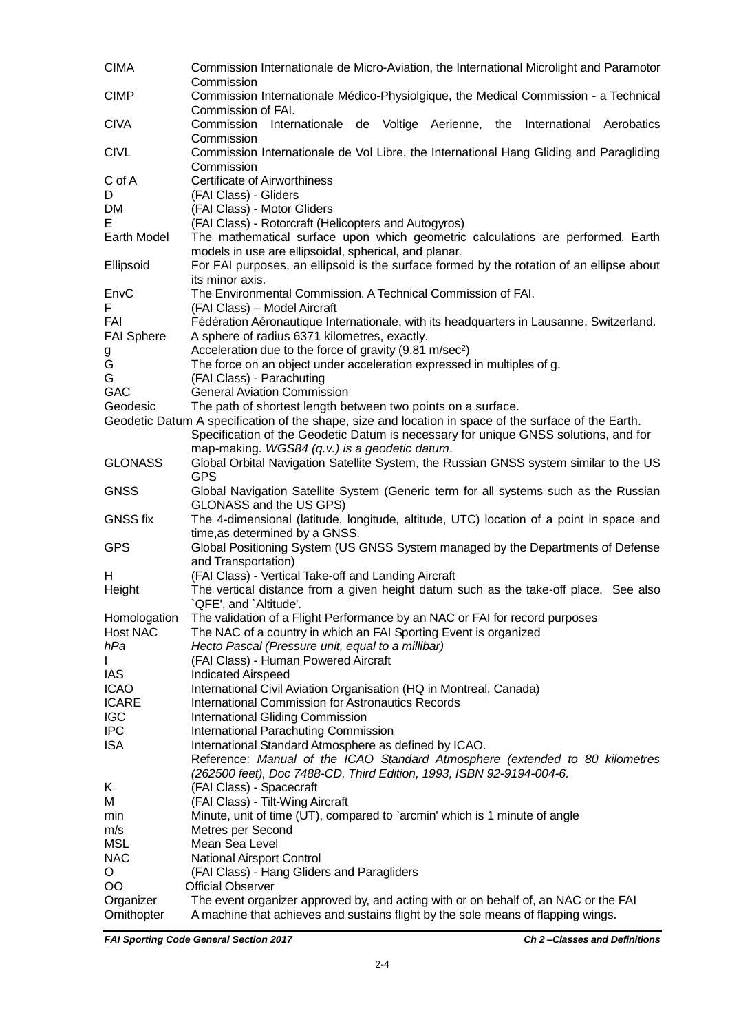| | |
|---|---|
| CIMA | Commission Internationale de Micro-Aviation, the International Microlight and Paramotor Commission |
| CIMP | Commission Internationale Médico-Physiolgique, the Medical Commission - a Technical Commission of FAI. |
| CIVA | Commission Internationale de Voltige Aerienne, the International Aerobatics Commission |
| CIVL | Commission Internationale de Vol Libre, the International Hang Gliding and Paragliding Commission |
| C of A | Certificate of Airworthiness |
| D | (FAI Class) - Gliders |
| DM | (FAI Class) - Motor Gliders |
| E | (FAI Class) - Rotorcraft (Helicopters and Autogyros) |
| Earth Model | The mathematical surface upon which geometric calculations are performed. Earth models in use are ellipsoidal, spherical, and planar. |
| Ellipsoid | For FAI purposes, an ellipsoid is the surface formed by the rotation of an ellipse about its minor axis. |
| EnvC | The Environmental Commission. A Technical Commission of FAI. |
| F | (FAI Class) – Model Aircraft |
| FAI | Fédération Aéronautique Internationale, with its headquarters in Lausanne, Switzerland. |
| FAI Sphere | A sphere of radius 6371 kilometres, exactly. |
| g | Acceleration due to the force of gravity (9.81 $m/sec^2$) |
| G | The force on an object under acceleration expressed in multiples of g. |
| G | (FAI Class) - Parachuting |
| GAC | General Aviation Commission |
| Geodesic | The path of shortest length between two points on a surface. |
| Geodetic Datum | A specification of the shape, size and location in space of the surface of the Earth. Specification of the Geodetic Datum is necessary for unique GNSS solutions, and for map-making. *WGS84 (q.v.) is a geodetic datum*. |
| GLONASS | Global Orbital Navigation Satellite System, the Russian GNSS system similar to the US GPS |
| GNSS | Global Navigation Satellite System (Generic term for all systems such as the Russian GLONASS and the US GPS) |
| GNSS fix | The 4-dimensional (latitude, longitude, altitude, UTC) location of a point in space and time,as determined by a GNSS. |
| GPS | Global Positioning System (US GNSS System managed by the Departments of Defense and Transportation) |
| H | (FAI Class) - Vertical Take-off and Landing Aircraft |
| Height | The vertical distance from a given height datum such as the take-off place. See also `QFE', and `Altitude'. |
| Homologation | The validation of a Flight Performance by an NAC or FAI for record purposes |
| Host NAC | The NAC of a country in which an FAI Sporting Event is organized |
| *hPa* | *Hecto Pascal (Pressure unit, equal to a millibar)* |
| I | (FAI Class) - Human Powered Aircraft |
| IAS | Indicated Airspeed |
| ICAO | International Civil Aviation Organisation (HQ in Montreal, Canada) |
| ICARE | International Commission for Astronautics Records |
| IGC | International Gliding Commission |
| IPC | International Parachuting Commission |
| ISA | International Standard Atmosphere as defined by ICAO. Reference: *Manual of the ICAO Standard Atmosphere (extended to 80 kilometres (262500 feet), Doc 7488-CD, Third Edition, 1993, ISBN 92-9194-004-6.* |
| K | (FAI Class) - Spacecraft |
| M | (FAI Class) - Tilt-Wing Aircraft |
| min | Minute, unit of time (UT), compared to `arcmin' which is 1 minute of angle |
| m/s | Metres per Second |
| MSL | Mean Sea Level |
| NAC | National Airsport Control |
| O | (FAI Class) - Hang Gliders and Paragliders |
| OO | Official Observer |
| Organizer | The event organizer approved by, and acting with or on behalf of, an NAC or the FAI |
| Ornithopter | A machine that achieves and sustains flight by the sole means of flapping wings. |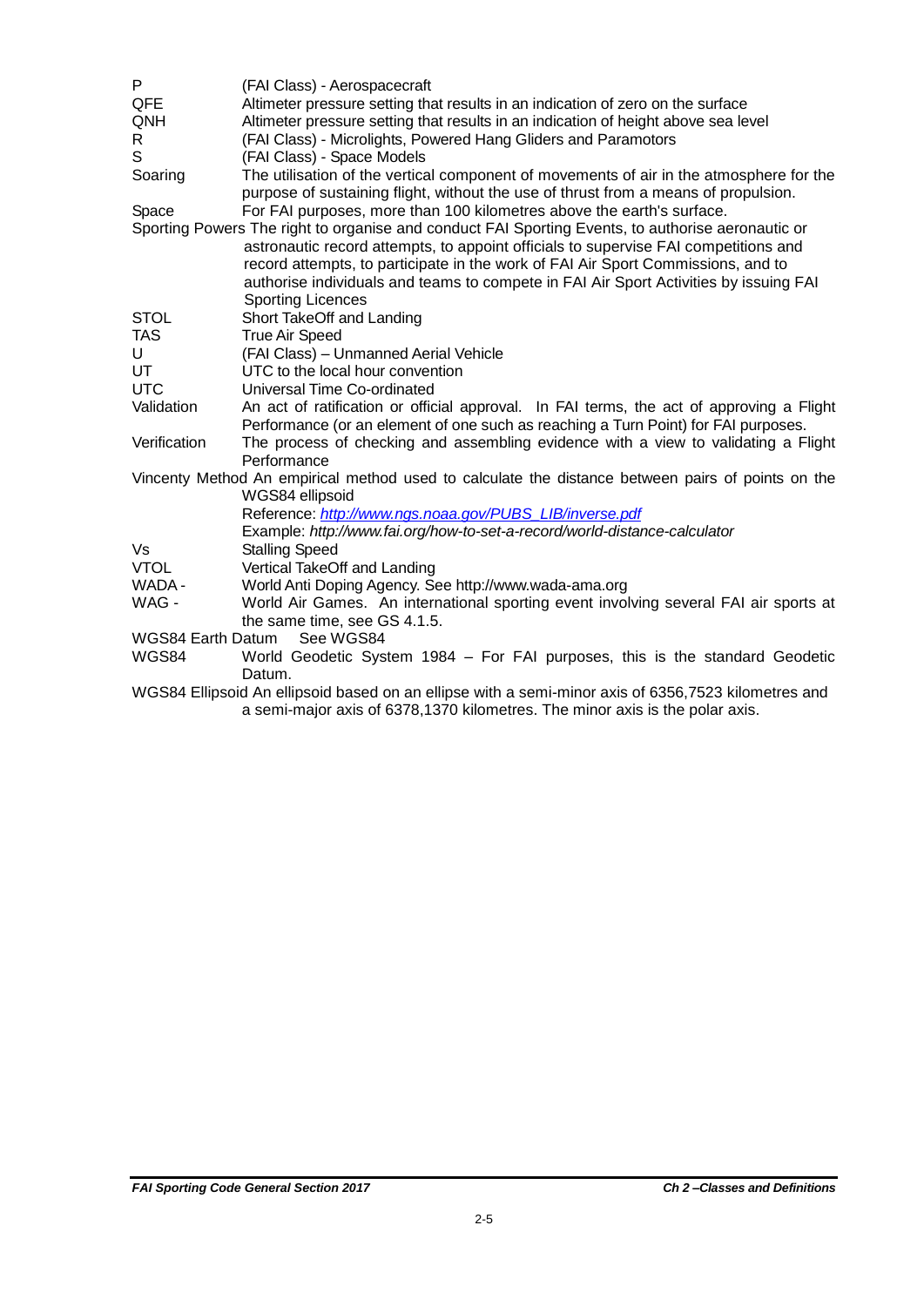P (FAI Class) - Aerospacecraft

QFE Altimeter pressure setting that results in an indication of zero on the surface

QNH Altimeter pressure setting that results in an indication of height above sea level

R (FAI Class) - Microlights, Powered Hang Gliders and Paramotors

S (FAI Class) - Space Models

Soaring The utilisation of the vertical component of movements of air in the atmosphere for the purpose of sustaining flight, without the use of thrust from a means of propulsion.

Space For FAI purposes, more than 100 kilometres above the earth's surface.

Sporting Powers The right to organise and conduct FAI Sporting Events, to authorise aeronautic or astronautic record attempts, to appoint officials to supervise FAI competitions and record attempts, to participate in the work of FAI Air Sport Commissions, and to authorise individuals and teams to compete in FAI Air Sport Activities by issuing FAI Sporting Licences

STOL Short TakeOff and Landing

TAS True Air Speed

U (FAI Class) – Unmanned Aerial Vehicle

UT UTC to the local hour convention

UTC Universal Time Co-ordinated

Validation An act of ratification or official approval. In FAI terms, the act of approving a Flight Performance (or an element of one such as reaching a Turn Point) for FAI purposes.

Verification The process of checking and assembling evidence with a view to validating a Flight Performance

Vincenty Method An empirical method used to calculate the distance between pairs of points on the WGS84 ellipsoid
Reference: [http://www.ngs.noaa.gov/PUBS_LIB/inverse.pdf](http://www.ngs.noaa.gov/PUBS_LIB/inverse.pdf)
Example: *http://www.fai.org/how-to-set-a-record/world-distance-calculator*

Vs Stalling Speed

VTOL Vertical TakeOff and Landing

WADA - World Anti Doping Agency. See http://www.wada-ama.org

WAG - World Air Games. An international sporting event involving several FAI air sports at the same time, see GS 4.1.5.

WGS84 Earth Datum See WGS84

WGS84 World Geodetic System 1984 – For FAI purposes, this is the standard Geodetic Datum.

WGS84 Ellipsoid An ellipsoid based on an ellipse with a semi-minor axis of 6356,7523 kilometres and a semi-major axis of 6378,1370 kilometres. The minor axis is the polar axis.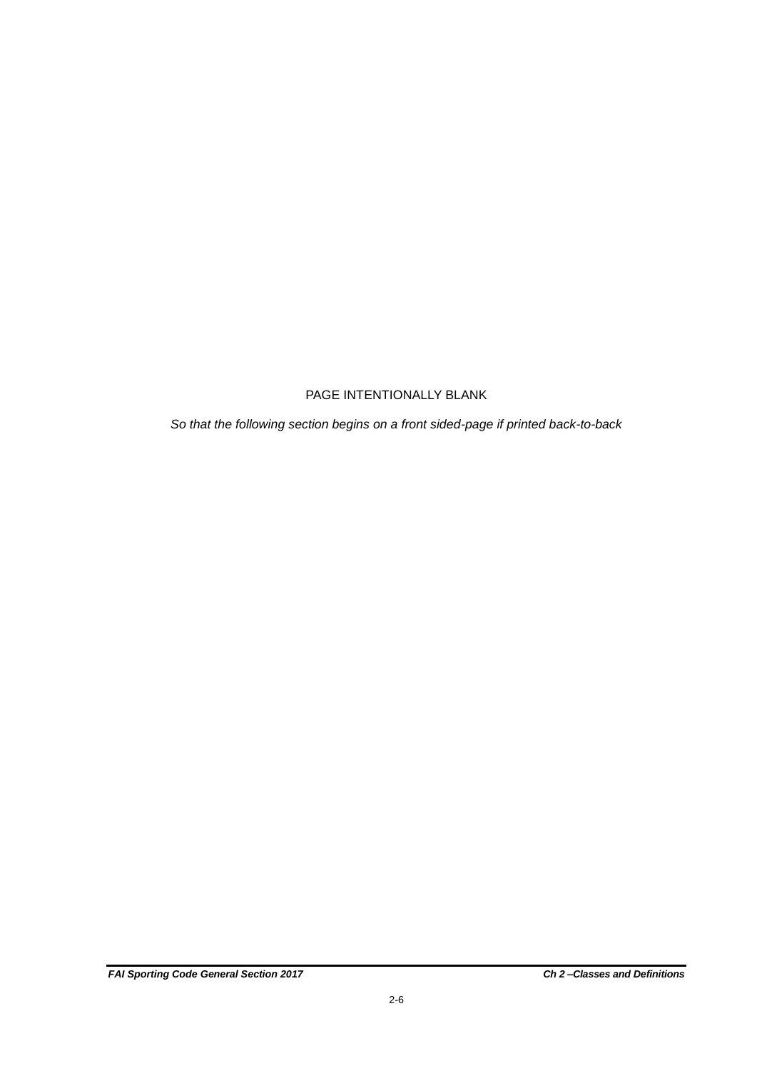PAGE INTENTIONALLY BLANK

*So that the following section begins on a front sided-page if printed back-to-back*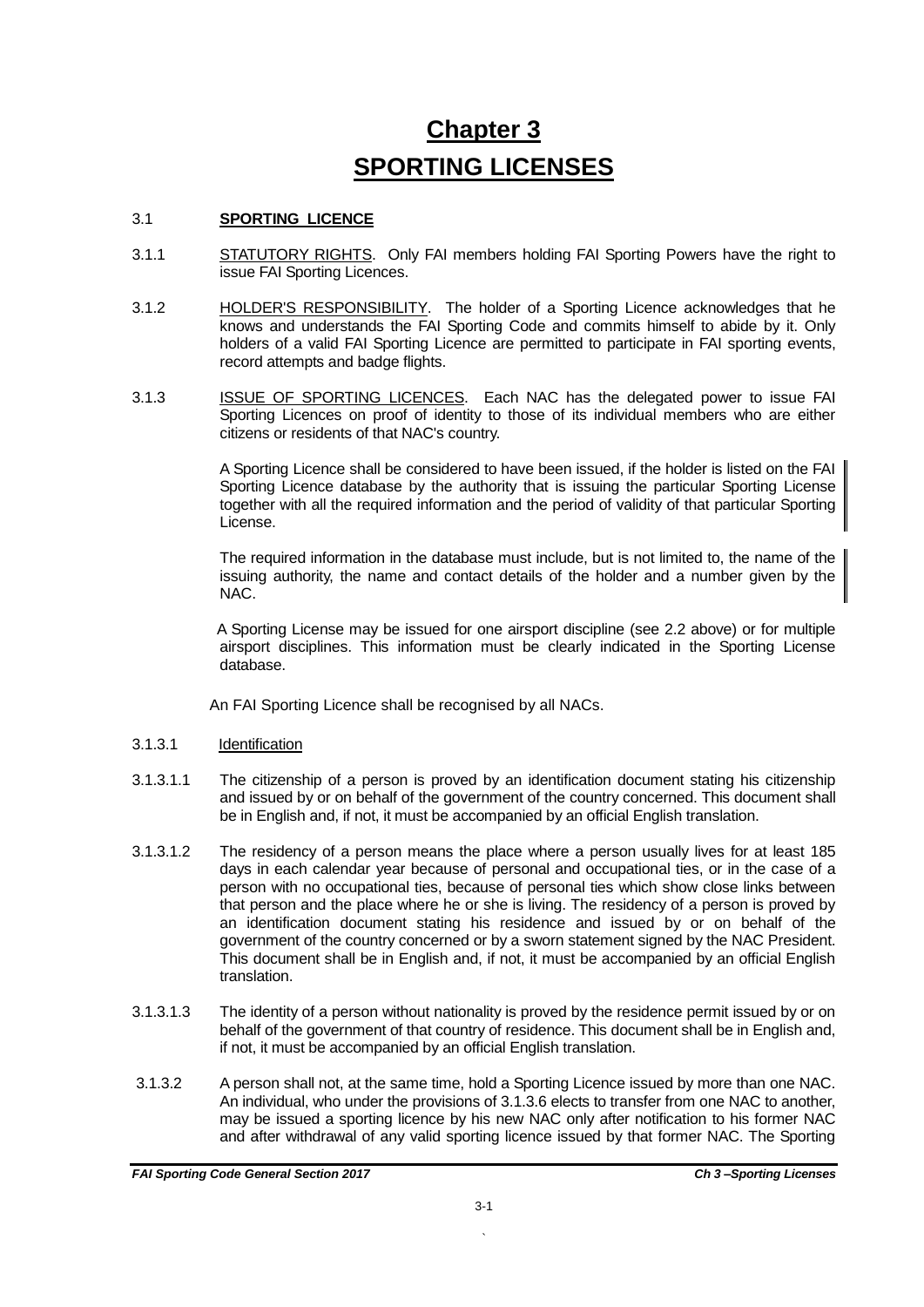# Chapter 3

# SPORTING LICENSES

## 3.1 SPORTING LICENCE

3.1.1 STATUTORY RIGHTS. Only FAI members holding FAI Sporting Powers have the right to issue FAI Sporting Licences.

3.1.2 HOLDER'S RESPONSIBILITY. The holder of a Sporting Licence acknowledges that he knows and understands the FAI Sporting Code and commits himself to abide by it. Only holders of a valid FAI Sporting Licence are permitted to participate in FAI sporting events, record attempts and badge flights.

3.1.3 ISSUE OF SPORTING LICENCES. Each NAC has the delegated power to issue FAI Sporting Licences on proof of identity to those of its individual members who are either citizens or residents of that NAC's country.

A Sporting Licence shall be considered to have been issued, if the holder is listed on the FAI Sporting Licence database by the authority that is issuing the particular Sporting License together with all the required information and the period of validity of that particular Sporting License.

The required information in the database must include, but is not limited to, the name of the issuing authority, the name and contact details of the holder and a number given by the NAC.

A Sporting License may be issued for one airsport discipline (see 2.2 above) or for multiple airsport disciplines. This information must be clearly indicated in the Sporting License database.

An FAI Sporting Licence shall be recognised by all NACs.

3.1.3.1 Identification

3.1.3.1.1 The citizenship of a person is proved by an identification document stating his citizenship and issued by or on behalf of the government of the country concerned. This document shall be in English and, if not, it must be accompanied by an official English translation.

3.1.3.1.2 The residency of a person means the place where a person usually lives for at least 185 days in each calendar year because of personal and occupational ties, or in the case of a person with no occupational ties, because of personal ties which show close links between that person and the place where he or she is living. The residency of a person is proved by an identification document stating his residence and issued by or on behalf of the government of the country concerned or by a sworn statement signed by the NAC President. This document shall be in English and, if not, it must be accompanied by an official English translation.

3.1.3.1.3 The identity of a person without nationality is proved by the residence permit issued by or on behalf of the government of that country of residence. This document shall be in English and, if not, it must be accompanied by an official English translation.

3.1.3.2 A person shall not, at the same time, hold a Sporting Licence issued by more than one NAC. An individual, who under the provisions of 3.1.3.6 elects to transfer from one NAC to another, may be issued a sporting licence by his new NAC only after notification to his former NAC and after withdrawal of any valid sporting licence issued by that former NAC. The Sporting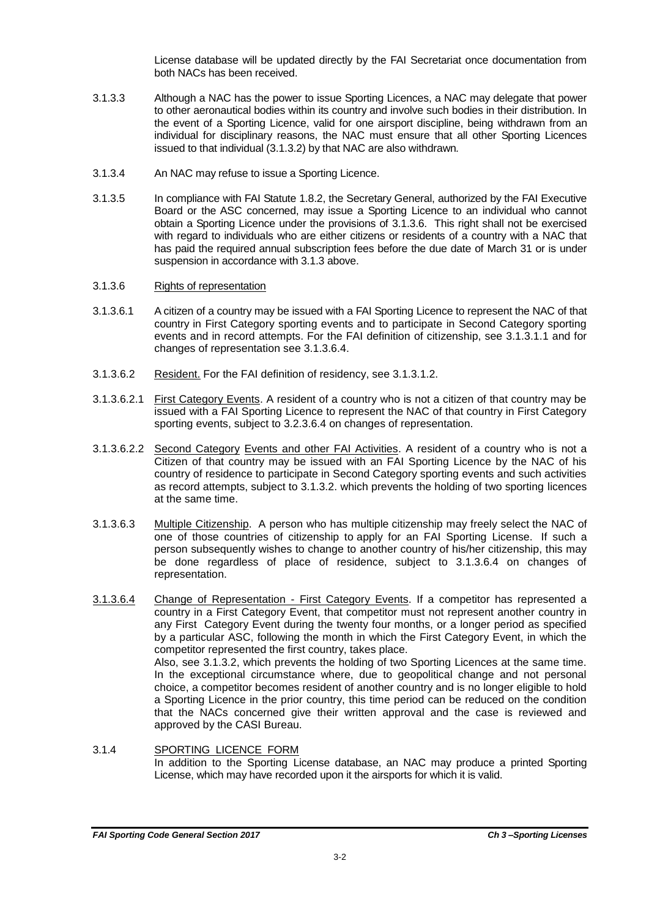License database will be updated directly by the FAI Secretariat once documentation from both NACs has been received.

3.1.3.3 Although a NAC has the power to issue Sporting Licences, a NAC may delegate that power to other aeronautical bodies within its country and involve such bodies in their distribution. In the event of a Sporting Licence, valid for one airsport discipline, being withdrawn from an individual for disciplinary reasons, the NAC must ensure that all other Sporting Licences issued to that individual (3.1.3.2) by that NAC are also withdrawn.

3.1.3.4 An NAC may refuse to issue a Sporting Licence.

3.1.3.5 In compliance with FAI Statute 1.8.2, the Secretary General, authorized by the FAI Executive Board or the ASC concerned, may issue a Sporting Licence to an individual who cannot obtain a Sporting Licence under the provisions of 3.1.3.6. This right shall not be exercised with regard to individuals who are either citizens or residents of a country with a NAC that has paid the required annual subscription fees before the due date of March 31 or is under suspension in accordance with 3.1.3 above.

3.1.3.6 Rights of representation

3.1.3.6.1 A citizen of a country may be issued with a FAI Sporting Licence to represent the NAC of that country in First Category sporting events and to participate in Second Category sporting events and in record attempts. For the FAI definition of citizenship, see 3.1.3.1.1 and for changes of representation see 3.1.3.6.4.

3.1.3.6.2 Resident. For the FAI definition of residency, see 3.1.3.1.2.

3.1.3.6.2.1 First Category Events. A resident of a country who is not a citizen of that country may be issued with a FAI Sporting Licence to represent the NAC of that country in First Category sporting events, subject to 3.2.3.6.4 on changes of representation.

3.1.3.6.2.2 Second Category Events and other FAI Activities. A resident of a country who is not a Citizen of that country may be issued with an FAI Sporting Licence by the NAC of his country of residence to participate in Second Category sporting events and such activities as record attempts, subject to 3.1.3.2. which prevents the holding of two sporting licences at the same time.

3.1.3.6.3 Multiple Citizenship. A person who has multiple citizenship may freely select the NAC of one of those countries of citizenship to apply for an FAI Sporting License. If such a person subsequently wishes to change to another country of his/her citizenship, this may be done regardless of place of residence, subject to 3.1.3.6.4 on changes of representation.

3.1.3.6.4 Change of Representation - First Category Events. If a competitor has represented a country in a First Category Event, that competitor must not represent another country in any First Category Event during the twenty four months, or a longer period as specified by a particular ASC, following the month in which the First Category Event, in which the competitor represented the first country, takes place.
Also, see 3.1.3.2, which prevents the holding of two Sporting Licences at the same time. In the exceptional circumstance where, due to geopolitical change and not personal choice, a competitor becomes resident of another country and is no longer eligible to hold a Sporting Licence in the prior country, this time period can be reduced on the condition that the NACs concerned give their written approval and the case is reviewed and approved by the CASI Bureau.

3.1.4 SPORTING LICENCE FORM
In addition to the Sporting License database, an NAC may produce a printed Sporting License, which may have recorded upon it the airsports for which it is valid.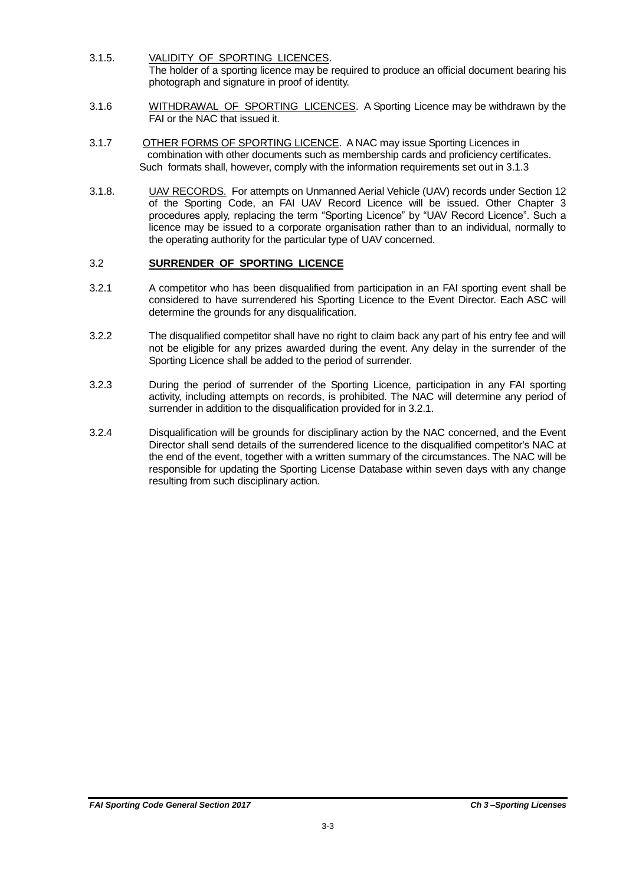3.1.5. <u>VALIDITY OF SPORTING LICENCES</u>.
The holder of a sporting licence may be required to produce an official document bearing his photograph and signature in proof of identity.

3.1.6 <u>WITHDRAWAL OF SPORTING LICENCES</u>. A Sporting Licence may be withdrawn by the FAI or the NAC that issued it.

3.1.7 <u>OTHER FORMS OF SPORTING LICENCE</u>. A NAC may issue Sporting Licences in combination with other documents such as membership cards and proficiency certificates. Such formats shall, however, comply with the information requirements set out in 3.1.3

3.1.8. <u>UAV RECORDS.</u> For attempts on Unmanned Aerial Vehicle (UAV) records under Section 12 of the Sporting Code, an FAI UAV Record Licence will be issued. Other Chapter 3 procedures apply, replacing the term "Sporting Licence" by "UAV Record Licence". Such a licence may be issued to a corporate organisation rather than to an individual, normally to the operating authority for the particular type of UAV concerned.

## 3.2 SURRENDER OF SPORTING LICENCE

3.2.1 A competitor who has been disqualified from participation in an FAI sporting event shall be considered to have surrendered his Sporting Licence to the Event Director. Each ASC will determine the grounds for any disqualification.

3.2.2 The disqualified competitor shall have no right to claim back any part of his entry fee and will not be eligible for any prizes awarded during the event. Any delay in the surrender of the Sporting Licence shall be added to the period of surrender.

3.2.3 During the period of surrender of the Sporting Licence, participation in any FAI sporting activity, including attempts on records, is prohibited. The NAC will determine any period of surrender in addition to the disqualification provided for in 3.2.1.

3.2.4 Disqualification will be grounds for disciplinary action by the NAC concerned, and the Event Director shall send details of the surrendered licence to the disqualified competitor's NAC at the end of the event, together with a written summary of the circumstances. The NAC will be responsible for updating the Sporting License Database within seven days with any change resulting from such disciplinary action.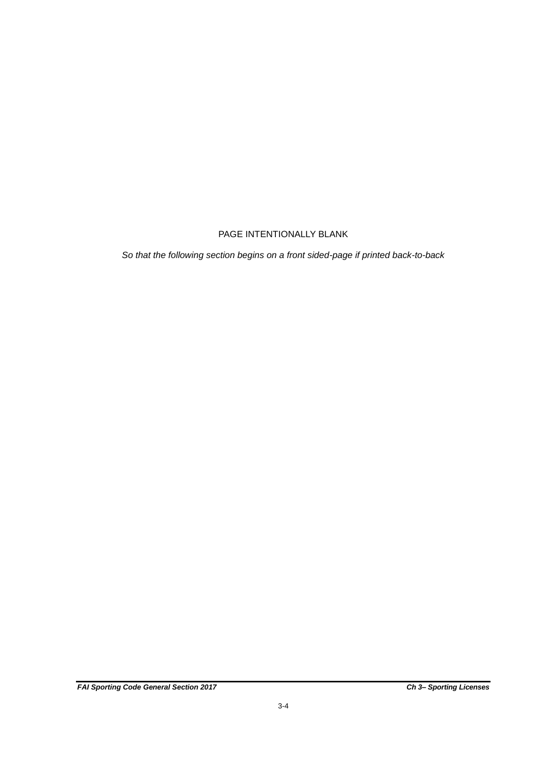PAGE INTENTIONALLY BLANK

*So that the following section begins on a front sided-page if printed back-to-back*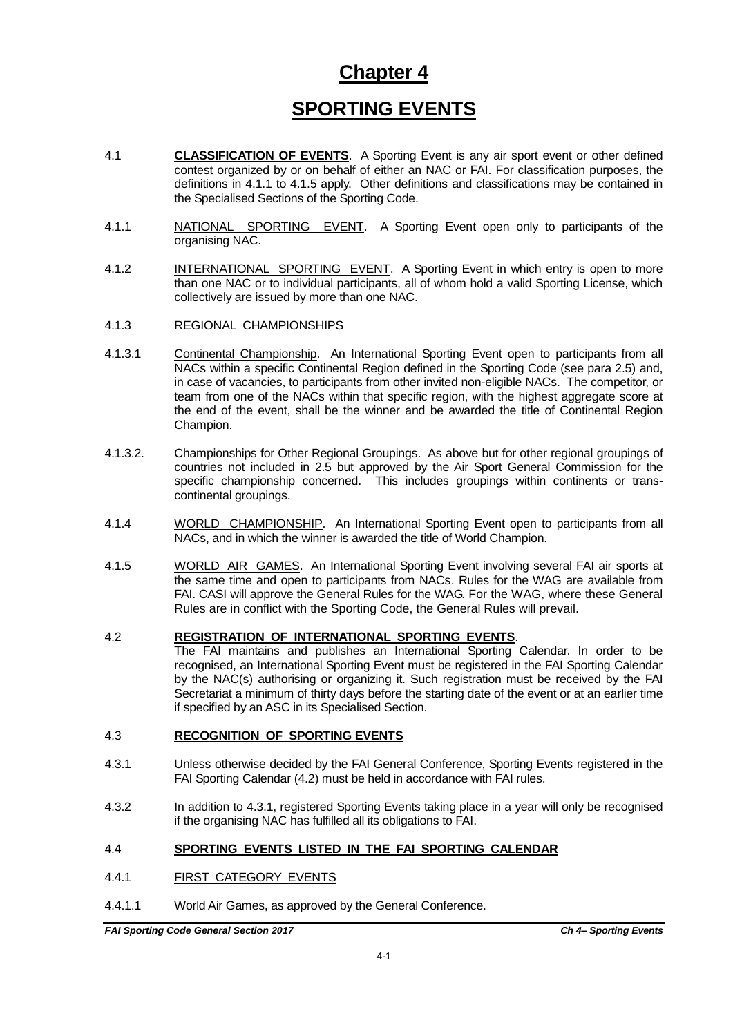# Chapter 4

# SPORTING EVENTS

4.1 **CLASSIFICATION OF EVENTS**. A Sporting Event is any air sport event or other defined contest organized by or on behalf of either an NAC or FAI. For classification purposes, the definitions in 4.1.1 to 4.1.5 apply. Other definitions and classifications may be contained in the Specialised Sections of the Sporting Code.

4.1.1 NATIONAL SPORTING EVENT. A Sporting Event open only to participants of the organising NAC.

4.1.2 INTERNATIONAL SPORTING EVENT. A Sporting Event in which entry is open to more than one NAC or to individual participants, all of whom hold a valid Sporting License, which collectively are issued by more than one NAC.

4.1.3 REGIONAL CHAMPIONSHIPS

4.1.3.1 Continental Championship. An International Sporting Event open to participants from all NACs within a specific Continental Region defined in the Sporting Code (see para 2.5) and, in case of vacancies, to participants from other invited non-eligible NACs. The competitor, or team from one of the NACs within that specific region, with the highest aggregate score at the end of the event, shall be the winner and be awarded the title of Continental Region Champion.

4.1.3.2. Championships for Other Regional Groupings. As above but for other regional groupings of countries not included in 2.5 but approved by the Air Sport General Commission for the specific championship concerned. This includes groupings within continents or trans-continental groupings.

4.1.4 WORLD CHAMPIONSHIP. An International Sporting Event open to participants from all NACs, and in which the winner is awarded the title of World Champion.

4.1.5 WORLD AIR GAMES. An International Sporting Event involving several FAI air sports at the same time and open to participants from NACs. Rules for the WAG are available from FAI. CASI will approve the General Rules for the WAG. For the WAG, where these General Rules are in conflict with the Sporting Code, the General Rules will prevail.

4.2 **REGISTRATION OF INTERNATIONAL SPORTING EVENTS**.
The FAI maintains and publishes an International Sporting Calendar. In order to be recognised, an International Sporting Event must be registered in the FAI Sporting Calendar by the NAC(s) authorising or organizing it. Such registration must be received by the FAI Secretariat a minimum of thirty days before the starting date of the event or at an earlier time if specified by an ASC in its Specialised Section.

4.3 **RECOGNITION OF SPORTING EVENTS**

4.3.1 Unless otherwise decided by the FAI General Conference, Sporting Events registered in the FAI Sporting Calendar (4.2) must be held in accordance with FAI rules.

4.3.2 In addition to 4.3.1, registered Sporting Events taking place in a year will only be recognised if the organising NAC has fulfilled all its obligations to FAI.

4.4 **SPORTING EVENTS LISTED IN THE FAI SPORTING CALENDAR**

4.4.1 FIRST CATEGORY EVENTS

4.4.1.1 World Air Games, as approved by the General Conference.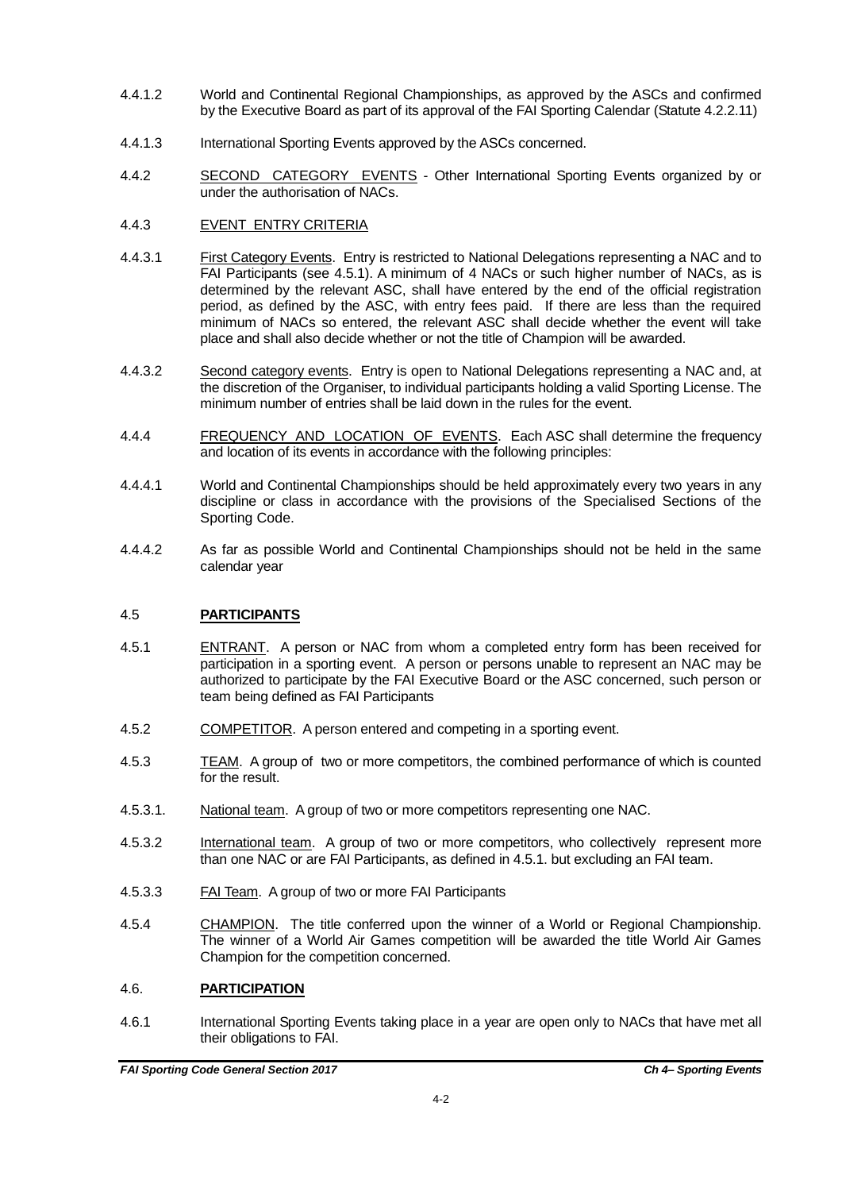4.4.1.2 World and Continental Regional Championships, as approved by the ASCs and confirmed by the Executive Board as part of its approval of the FAI Sporting Calendar (Statute 4.2.2.11)

4.4.1.3 International Sporting Events approved by the ASCs concerned.

4.4.2 <u>SECOND CATEGORY EVENTS</u> - Other International Sporting Events organized by or under the authorisation of NACs.

4.4.3 <u>EVENT ENTRY CRITERIA</u>

4.4.3.1 <u>First Category Events</u>. Entry is restricted to National Delegations representing a NAC and to FAI Participants (see 4.5.1). A minimum of 4 NACs or such higher number of NACs, as is determined by the relevant ASC, shall have entered by the end of the official registration period, as defined by the ASC, with entry fees paid. If there are less than the required minimum of NACs so entered, the relevant ASC shall decide whether the event will take place and shall also decide whether or not the title of Champion will be awarded.

4.4.3.2 <u>Second category events</u>. Entry is open to National Delegations representing a NAC and, at the discretion of the Organiser, to individual participants holding a valid Sporting License. The minimum number of entries shall be laid down in the rules for the event.

4.4.4 <u>FREQUENCY AND LOCATION OF EVENTS</u>. Each ASC shall determine the frequency and location of its events in accordance with the following principles:

4.4.4.1 World and Continental Championships should be held approximately every two years in any discipline or class in accordance with the provisions of the Specialised Sections of the Sporting Code.

4.4.4.2 As far as possible World and Continental Championships should not be held in the same calendar year

## 4.5 PARTICIPANTS

4.5.1 <u>ENTRANT</u>. A person or NAC from whom a completed entry form has been received for participation in a sporting event. A person or persons unable to represent an NAC may be authorized to participate by the FAI Executive Board or the ASC concerned, such person or team being defined as FAI Participants

4.5.2 <u>COMPETITOR</u>. A person entered and competing in a sporting event.

4.5.3 <u>TEAM</u>. A group of two or more competitors, the combined performance of which is counted for the result.

4.5.3.1. <u>National team</u>. A group of two or more competitors representing one NAC.

4.5.3.2 <u>International team</u>. A group of two or more competitors, who collectively represent more than one NAC or are FAI Participants, as defined in 4.5.1. but excluding an FAI team.

4.5.3.3 <u>FAI Team</u>. A group of two or more FAI Participants

4.5.4 <u>CHAMPION</u>. The title conferred upon the winner of a World or Regional Championship. The winner of a World Air Games competition will be awarded the title World Air Games Champion for the competition concerned.

## 4.6. PARTICIPATION

4.6.1 International Sporting Events taking place in a year are open only to NACs that have met all their obligations to FAI.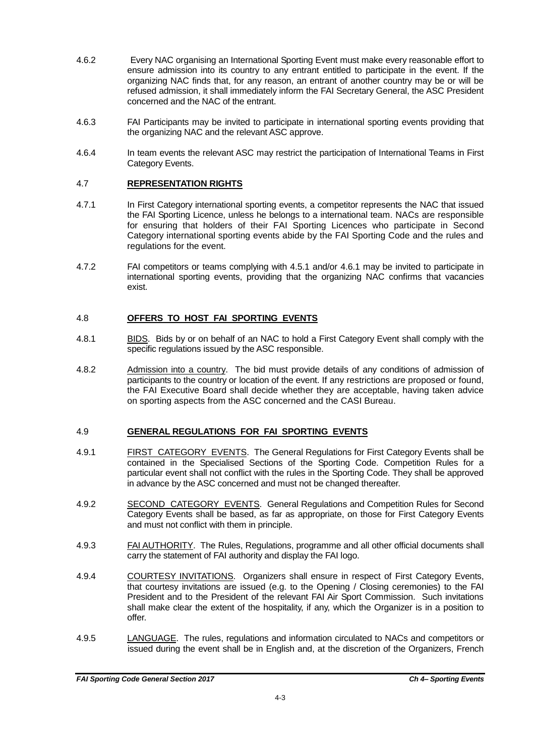4.6.2 Every NAC organising an International Sporting Event must make every reasonable effort to ensure admission into its country to any entrant entitled to participate in the event. If the organizing NAC finds that, for any reason, an entrant of another country may be or will be refused admission, it shall immediately inform the FAI Secretary General, the ASC President concerned and the NAC of the entrant.

4.6.3 FAI Participants may be invited to participate in international sporting events providing that the organizing NAC and the relevant ASC approve.

4.6.4 In team events the relevant ASC may restrict the participation of International Teams in First Category Events.

## 4.7 REPRESENTATION RIGHTS

4.7.1 In First Category international sporting events, a competitor represents the NAC that issued the FAI Sporting Licence, unless he belongs to a international team. NACs are responsible for ensuring that holders of their FAI Sporting Licences who participate in Second Category international sporting events abide by the FAI Sporting Code and the rules and regulations for the event.

4.7.2 FAI competitors or teams complying with 4.5.1 and/or 4.6.1 may be invited to participate in international sporting events, providing that the organizing NAC confirms that vacancies exist.

## 4.8 OFFERS TO HOST FAI SPORTING EVENTS

4.8.1 BIDS. Bids by or on behalf of an NAC to hold a First Category Event shall comply with the specific regulations issued by the ASC responsible.

4.8.2 Admission into a country. The bid must provide details of any conditions of admission of participants to the country or location of the event. If any restrictions are proposed or found, the FAI Executive Board shall decide whether they are acceptable, having taken advice on sporting aspects from the ASC concerned and the CASI Bureau.

## 4.9 GENERAL REGULATIONS FOR FAI SPORTING EVENTS

4.9.1 FIRST CATEGORY EVENTS. The General Regulations for First Category Events shall be contained in the Specialised Sections of the Sporting Code. Competition Rules for a particular event shall not conflict with the rules in the Sporting Code. They shall be approved in advance by the ASC concerned and must not be changed thereafter.

4.9.2 SECOND CATEGORY EVENTS. General Regulations and Competition Rules for Second Category Events shall be based, as far as appropriate, on those for First Category Events and must not conflict with them in principle.

4.9.3 FAI AUTHORITY. The Rules, Regulations, programme and all other official documents shall carry the statement of FAI authority and display the FAI logo.

4.9.4 COURTESY INVITATIONS. Organizers shall ensure in respect of First Category Events, that courtesy invitations are issued (e.g. to the Opening / Closing ceremonies) to the FAI President and to the President of the relevant FAI Air Sport Commission. Such invitations shall make clear the extent of the hospitality, if any, which the Organizer is in a position to offer.

4.9.5 LANGUAGE. The rules, regulations and information circulated to NACs and competitors or issued during the event shall be in English and, at the discretion of the Organizers, French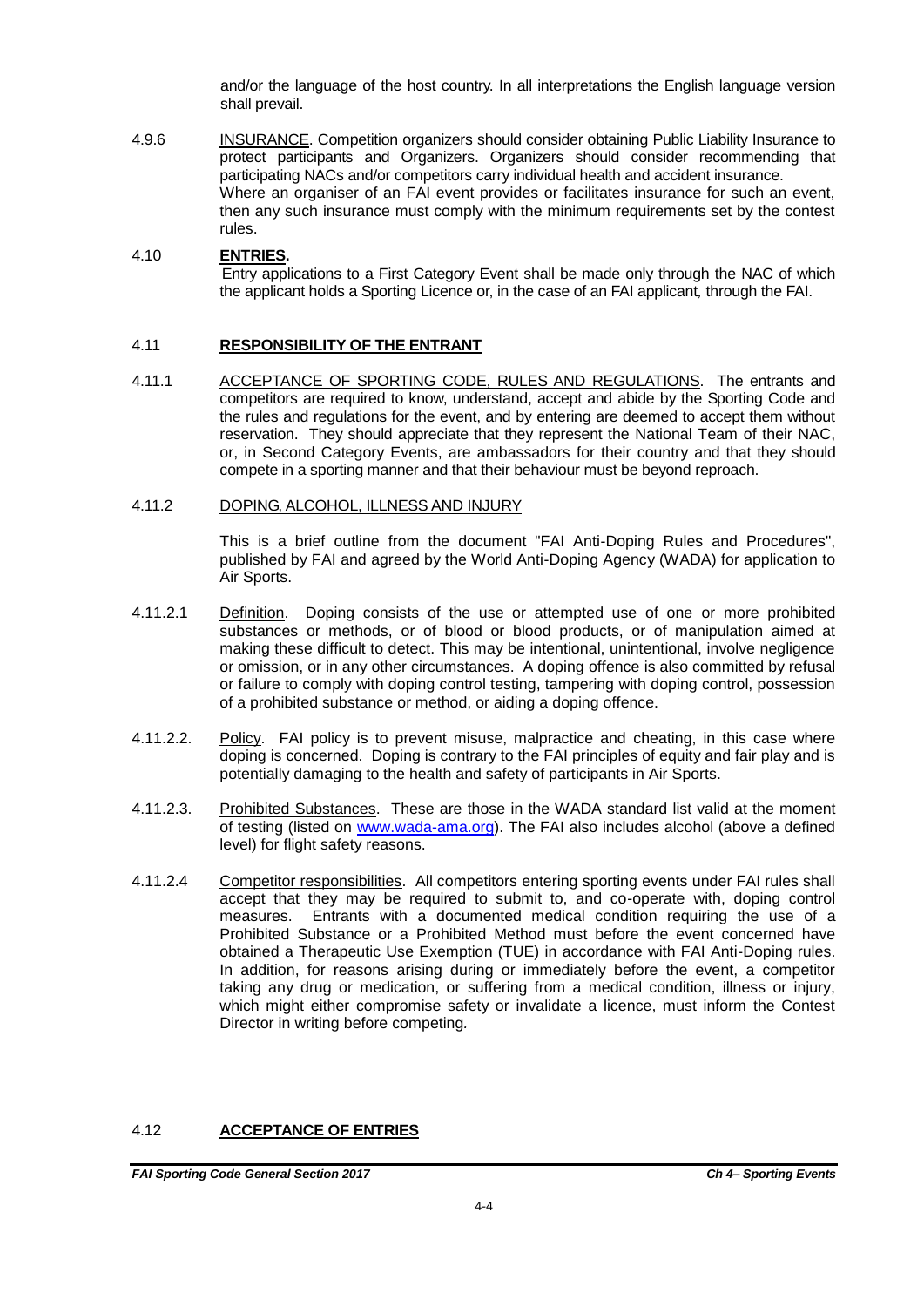and/or the language of the host country. In all interpretations the English language version shall prevail.

4.9.6 INSURANCE. Competition organizers should consider obtaining Public Liability Insurance to protect participants and Organizers. Organizers should consider recommending that participating NACs and/or competitors carry individual health and accident insurance.
Where an organiser of an FAI event provides or facilitates insurance for such an event, then any such insurance must comply with the minimum requirements set by the contest rules.

## 4.10 ENTRIES.

Entry applications to a First Category Event shall be made only through the NAC of which the applicant holds a Sporting Licence or, in the case of an FAI applicant, through the FAI.

## 4.11 RESPONSIBILITY OF THE ENTRANT

4.11.1 ACCEPTANCE OF SPORTING CODE, RULES AND REGULATIONS. The entrants and competitors are required to know, understand, accept and abide by the Sporting Code and the rules and regulations for the event, and by entering are deemed to accept them without reservation. They should appreciate that they represent the National Team of their NAC, or, in Second Category Events, are ambassadors for their country and that they should compete in a sporting manner and that their behaviour must be beyond reproach.

4.11.2 DOPING, ALCOHOL, ILLNESS AND INJURY

This is a brief outline from the document "FAI Anti-Doping Rules and Procedures", published by FAI and agreed by the World Anti-Doping Agency (WADA) for application to Air Sports.

4.11.2.1 Definition. Doping consists of the use or attempted use of one or more prohibited substances or methods, or of blood or blood products, or of manipulation aimed at making these difficult to detect. This may be intentional, unintentional, involve negligence or omission, or in any other circumstances. A doping offence is also committed by refusal or failure to comply with doping control testing, tampering with doping control, possession of a prohibited substance or method, or aiding a doping offence.

4.11.2.2. Policy. FAI policy is to prevent misuse, malpractice and cheating, in this case where doping is concerned. Doping is contrary to the FAI principles of equity and fair play and is potentially damaging to the health and safety of participants in Air Sports.

4.11.2.3. Prohibited Substances. These are those in the WADA standard list valid at the moment of testing (listed on www.wada-ama.org). The FAI also includes alcohol (above a defined level) for flight safety reasons.

4.11.2.4 Competitor responsibilities. All competitors entering sporting events under FAI rules shall accept that they may be required to submit to, and co-operate with, doping control measures. Entrants with a documented medical condition requiring the use of a Prohibited Substance or a Prohibited Method must before the event concerned have obtained a Therapeutic Use Exemption (TUE) in accordance with FAI Anti-Doping rules. In addition, for reasons arising during or immediately before the event, a competitor taking any drug or medication, or suffering from a medical condition, illness or injury, which might either compromise safety or invalidate a licence, must inform the Contest Director in writing before competing.

## 4.12 ACCEPTANCE OF ENTRIES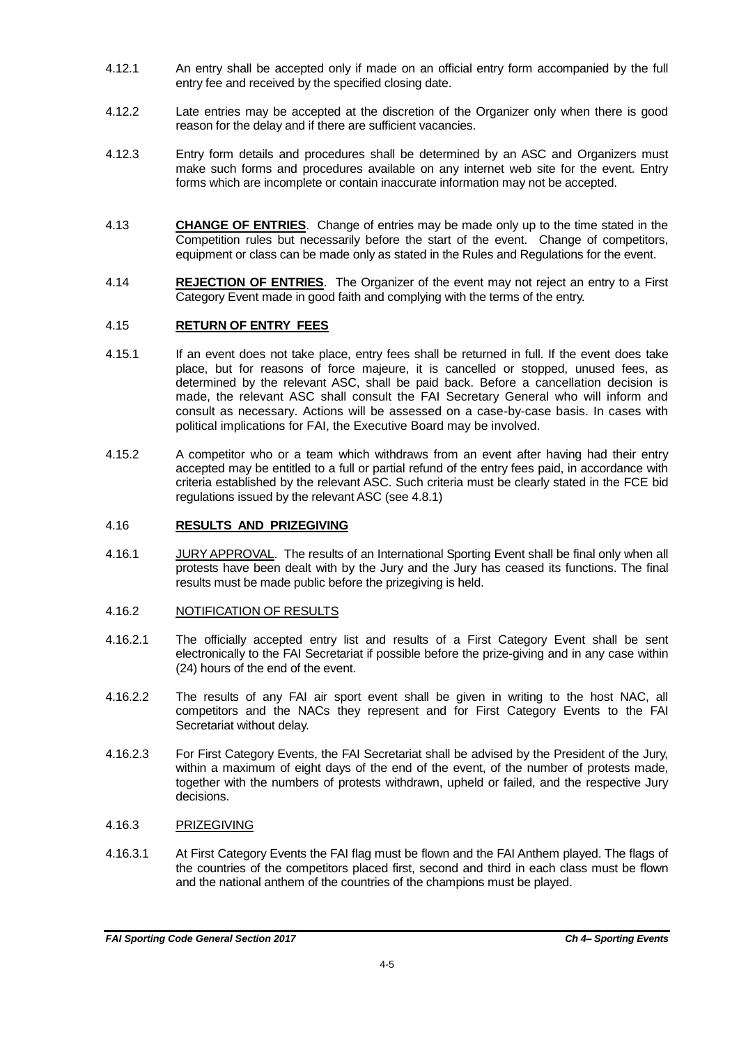4.12.1 An entry shall be accepted only if made on an official entry form accompanied by the full entry fee and received by the specified closing date.

4.12.2 Late entries may be accepted at the discretion of the Organizer only when there is good reason for the delay and if there are sufficient vacancies.

4.12.3 Entry form details and procedures shall be determined by an ASC and Organizers must make such forms and procedures available on any internet web site for the event. Entry forms which are incomplete or contain inaccurate information may not be accepted.

4.13 **CHANGE OF ENTRIES**. Change of entries may be made only up to the time stated in the Competition rules but necessarily before the start of the event. Change of competitors, equipment or class can be made only as stated in the Rules and Regulations for the event.

4.14 **REJECTION OF ENTRIES**. The Organizer of the event may not reject an entry to a First Category Event made in good faith and complying with the terms of the entry.

4.15 **RETURN OF ENTRY FEES**

4.15.1 If an event does not take place, entry fees shall be returned in full. If the event does take place, but for reasons of force majeure, it is cancelled or stopped, unused fees, as determined by the relevant ASC, shall be paid back. Before a cancellation decision is made, the relevant ASC shall consult the FAI Secretary General who will inform and consult as necessary. Actions will be assessed on a case-by-case basis. In cases with political implications for FAI, the Executive Board may be involved.

4.15.2 A competitor who or a team which withdraws from an event after having had their entry accepted may be entitled to a full or partial refund of the entry fees paid, in accordance with criteria established by the relevant ASC. Such criteria must be clearly stated in the FCE bid regulations issued by the relevant ASC (see 4.8.1)

4.16 **RESULTS AND PRIZEGIVING**

4.16.1 JURY APPROVAL. The results of an International Sporting Event shall be final only when all protests have been dealt with by the Jury and the Jury has ceased its functions. The final results must be made public before the prizegiving is held.

4.16.2 NOTIFICATION OF RESULTS

4.16.2.1 The officially accepted entry list and results of a First Category Event shall be sent electronically to the FAI Secretariat if possible before the prize-giving and in any case within (24) hours of the end of the event.

4.16.2.2 The results of any FAI air sport event shall be given in writing to the host NAC, all competitors and the NACs they represent and for First Category Events to the FAI Secretariat without delay.

4.16.2.3 For First Category Events, the FAI Secretariat shall be advised by the President of the Jury, within a maximum of eight days of the end of the event, of the number of protests made, together with the numbers of protests withdrawn, upheld or failed, and the respective Jury decisions.

4.16.3 PRIZEGIVING

4.16.3.1 At First Category Events the FAI flag must be flown and the FAI Anthem played. The flags of the countries of the competitors placed first, second and third in each class must be flown and the national anthem of the countries of the champions must be played.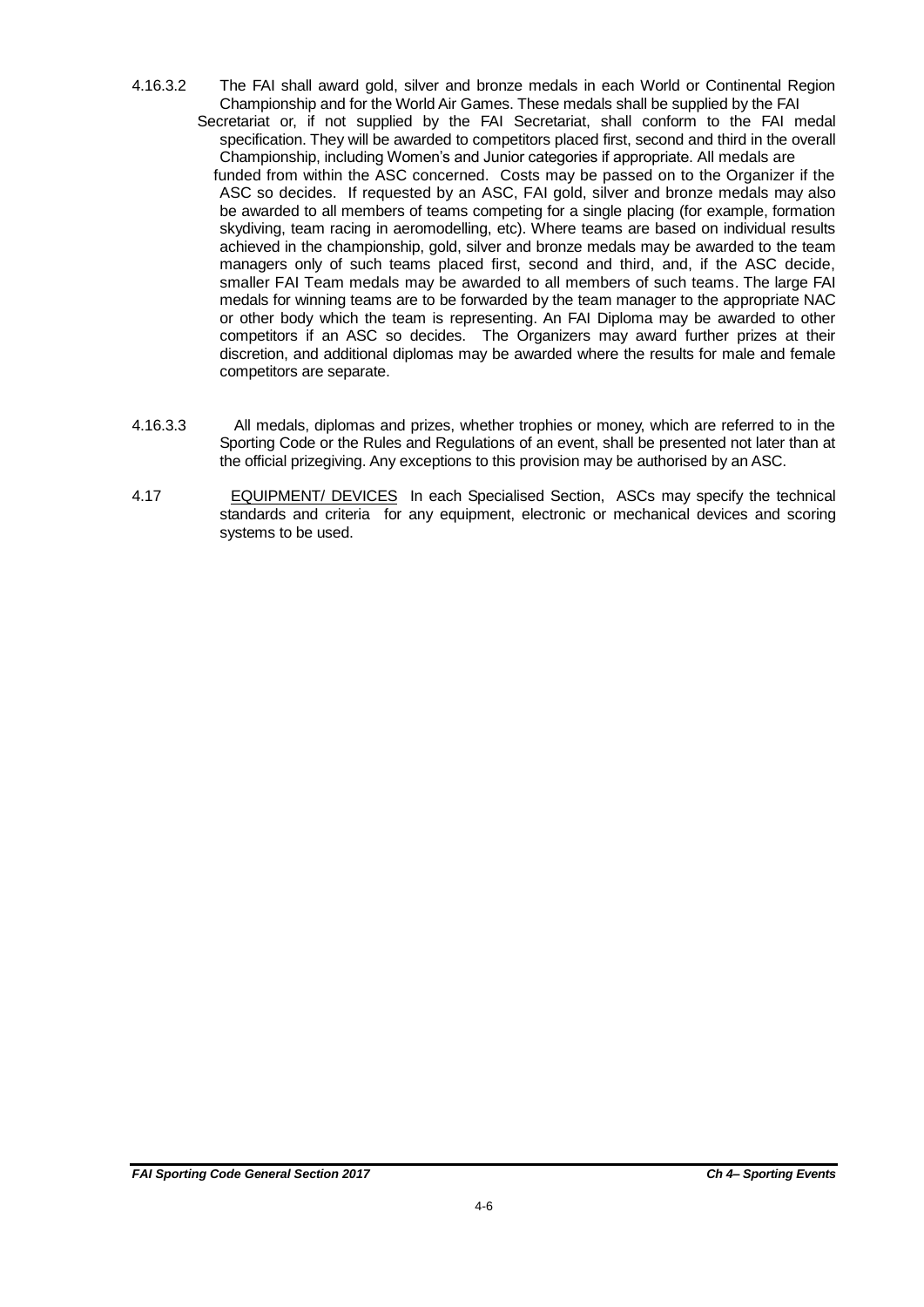4.16.3.2 The FAI shall award gold, silver and bronze medals in each World or Continental Region Championship and for the World Air Games. These medals shall be supplied by the FAI Secretariat or, if not supplied by the FAI Secretariat, shall conform to the FAI medal specification. They will be awarded to competitors placed first, second and third in the overall Championship, including Women's and Junior categories if appropriate. All medals are funded from within the ASC concerned. Costs may be passed on to the Organizer if the ASC so decides. If requested by an ASC, FAI gold, silver and bronze medals may also be awarded to all members of teams competing for a single placing (for example, formation skydiving, team racing in aeromodelling, etc). Where teams are based on individual results achieved in the championship, gold, silver and bronze medals may be awarded to the team managers only of such teams placed first, second and third, and, if the ASC decide, smaller FAI Team medals may be awarded to all members of such teams. The large FAI medals for winning teams are to be forwarded by the team manager to the appropriate NAC or other body which the team is representing. An FAI Diploma may be awarded to other competitors if an ASC so decides. The Organizers may award further prizes at their discretion, and additional diplomas may be awarded where the results for male and female competitors are separate.

4.16.3.3 All medals, diplomas and prizes, whether trophies or money, which are referred to in the Sporting Code or the Rules and Regulations of an event, shall be presented not later than at the official prizegiving. Any exceptions to this provision may be authorised by an ASC.

4.17 EQUIPMENT/ DEVICES In each Specialised Section, ASCs may specify the technical standards and criteria for any equipment, electronic or mechanical devices and scoring systems to be used.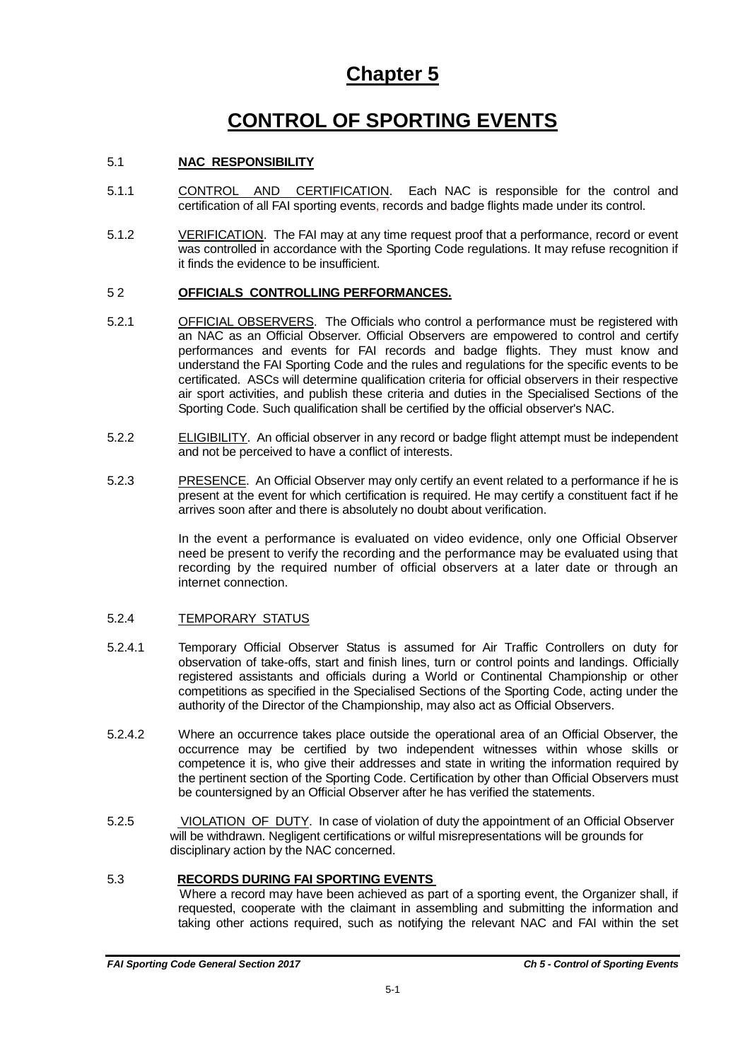# Chapter 5

# CONTROL OF SPORTING EVENTS

## 5.1 NAC RESPONSIBILITY

5.1.1 CONTROL AND CERTIFICATION. Each NAC is responsible for the control and certification of all FAI sporting events, records and badge flights made under its control.

5.1.2 VERIFICATION. The FAI may at any time request proof that a performance, record or event was controlled in accordance with the Sporting Code regulations. It may refuse recognition if it finds the evidence to be insufficient.

## 5 2 OFFICIALS CONTROLLING PERFORMANCES.

5.2.1 OFFICIAL OBSERVERS. The Officials who control a performance must be registered with an NAC as an Official Observer. Official Observers are empowered to control and certify performances and events for FAI records and badge flights. They must know and understand the FAI Sporting Code and the rules and regulations for the specific events to be certificated. ASCs will determine qualification criteria for official observers in their respective air sport activities, and publish these criteria and duties in the Specialised Sections of the Sporting Code. Such qualification shall be certified by the official observer's NAC.

5.2.2 ELIGIBILITY. An official observer in any record or badge flight attempt must be independent and not be perceived to have a conflict of interests.

5.2.3 PRESENCE. An Official Observer may only certify an event related to a performance if he is present at the event for which certification is required. He may certify a constituent fact if he arrives soon after and there is absolutely no doubt about verification.

In the event a performance is evaluated on video evidence, only one Official Observer need be present to verify the recording and the performance may be evaluated using that recording by the required number of official observers at a later date or through an internet connection.

5.2.4 TEMPORARY STATUS

5.2.4.1 Temporary Official Observer Status is assumed for Air Traffic Controllers on duty for observation of take-offs, start and finish lines, turn or control points and landings. Officially registered assistants and officials during a World or Continental Championship or other competitions as specified in the Specialised Sections of the Sporting Code, acting under the authority of the Director of the Championship, may also act as Official Observers.

5.2.4.2 Where an occurrence takes place outside the operational area of an Official Observer, the occurrence may be certified by two independent witnesses within whose skills or competence it is, who give their addresses and state in writing the information required by the pertinent section of the Sporting Code. Certification by other than Official Observers must be countersigned by an Official Observer after he has verified the statements.

5.2.5 VIOLATION OF DUTY. In case of violation of duty the appointment of an Official Observer will be withdrawn. Negligent certifications or wilful misrepresentations will be grounds for disciplinary action by the NAC concerned.

## 5.3 RECORDS DURING FAI SPORTING EVENTS

Where a record may have been achieved as part of a sporting event, the Organizer shall, if requested, cooperate with the claimant in assembling and submitting the information and taking other actions required, such as notifying the relevant NAC and FAI within the set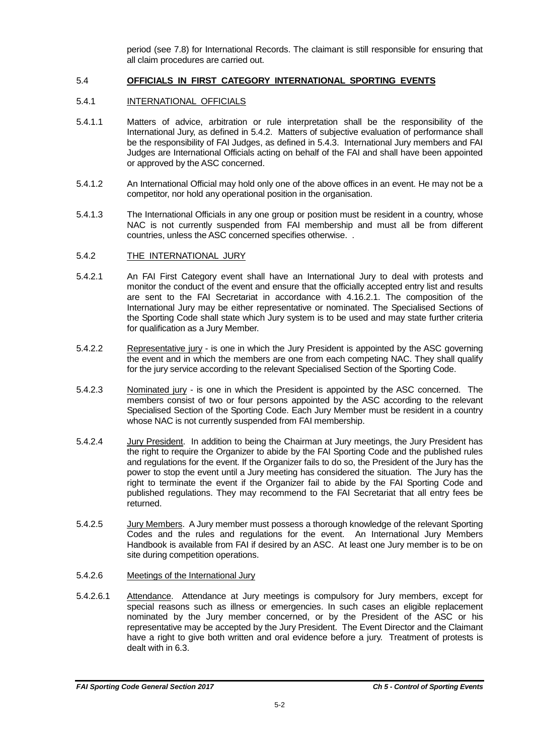period (see 7.8) for International Records. The claimant is still responsible for ensuring that all claim procedures are carried out.

## 5.4 OFFICIALS IN FIRST CATEGORY INTERNATIONAL SPORTING EVENTS

### 5.4.1 INTERNATIONAL OFFICIALS

5.4.1.1 Matters of advice, arbitration or rule interpretation shall be the responsibility of the International Jury, as defined in 5.4.2. Matters of subjective evaluation of performance shall be the responsibility of FAI Judges, as defined in 5.4.3. International Jury members and FAI Judges are International Officials acting on behalf of the FAI and shall have been appointed or approved by the ASC concerned.

5.4.1.2 An International Official may hold only one of the above offices in an event. He may not be a competitor, nor hold any operational position in the organisation.

5.4.1.3 The International Officials in any one group or position must be resident in a country, whose NAC is not currently suspended from FAI membership and must all be from different countries, unless the ASC concerned specifies otherwise. .

### 5.4.2 THE INTERNATIONAL JURY

5.4.2.1 An FAI First Category event shall have an International Jury to deal with protests and monitor the conduct of the event and ensure that the officially accepted entry list and results are sent to the FAI Secretariat in accordance with 4.16.2.1. The composition of the International Jury may be either representative or nominated. The Specialised Sections of the Sporting Code shall state which Jury system is to be used and may state further criteria for qualification as a Jury Member.

5.4.2.2 Representative jury - is one in which the Jury President is appointed by the ASC governing the event and in which the members are one from each competing NAC. They shall qualify for the jury service according to the relevant Specialised Section of the Sporting Code.

5.4.2.3 Nominated jury - is one in which the President is appointed by the ASC concerned. The members consist of two or four persons appointed by the ASC according to the relevant Specialised Section of the Sporting Code. Each Jury Member must be resident in a country whose NAC is not currently suspended from FAI membership.

5.4.2.4 Jury President. In addition to being the Chairman at Jury meetings, the Jury President has the right to require the Organizer to abide by the FAI Sporting Code and the published rules and regulations for the event. If the Organizer fails to do so, the President of the Jury has the power to stop the event until a Jury meeting has considered the situation. The Jury has the right to terminate the event if the Organizer fail to abide by the FAI Sporting Code and published regulations. They may recommend to the FAI Secretariat that all entry fees be returned.

5.4.2.5 Jury Members. A Jury member must possess a thorough knowledge of the relevant Sporting Codes and the rules and regulations for the event. An International Jury Members Handbook is available from FAI if desired by an ASC. At least one Jury member is to be on site during competition operations.

5.4.2.6 Meetings of the International Jury

5.4.2.6.1 Attendance. Attendance at Jury meetings is compulsory for Jury members, except for special reasons such as illness or emergencies. In such cases an eligible replacement nominated by the Jury member concerned, or by the President of the ASC or his representative may be accepted by the Jury President. The Event Director and the Claimant have a right to give both written and oral evidence before a jury. Treatment of protests is dealt with in 6.3.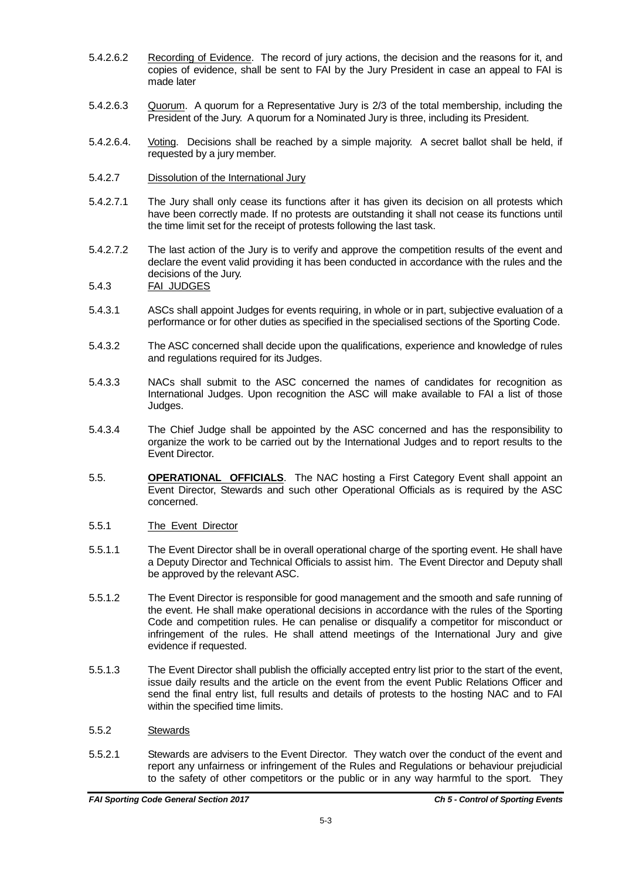5.4.2.6.2 Recording of Evidence. The record of jury actions, the decision and the reasons for it, and copies of evidence, shall be sent to FAI by the Jury President in case an appeal to FAI is made later

5.4.2.6.3 Quorum. A quorum for a Representative Jury is 2/3 of the total membership, including the President of the Jury. A quorum for a Nominated Jury is three, including its President.

5.4.2.6.4. Voting. Decisions shall be reached by a simple majority. A secret ballot shall be held, if requested by a jury member.

5.4.2.7 Dissolution of the International Jury

5.4.2.7.1 The Jury shall only cease its functions after it has given its decision on all protests which have been correctly made. If no protests are outstanding it shall not cease its functions until the time limit set for the receipt of protests following the last task.

5.4.2.7.2 The last action of the Jury is to verify and approve the competition results of the event and declare the event valid providing it has been conducted in accordance with the rules and the decisions of the Jury.

5.4.3 FAI JUDGES

5.4.3.1 ASCs shall appoint Judges for events requiring, in whole or in part, subjective evaluation of a performance or for other duties as specified in the specialised sections of the Sporting Code.

5.4.3.2 The ASC concerned shall decide upon the qualifications, experience and knowledge of rules and regulations required for its Judges.

5.4.3.3 NACs shall submit to the ASC concerned the names of candidates for recognition as International Judges. Upon recognition the ASC will make available to FAI a list of those Judges.

5.4.3.4 The Chief Judge shall be appointed by the ASC concerned and has the responsibility to organize the work to be carried out by the International Judges and to report results to the Event Director.

5.5. **OPERATIONAL OFFICIALS**. The NAC hosting a First Category Event shall appoint an Event Director, Stewards and such other Operational Officials as is required by the ASC concerned.

5.5.1 The Event Director

5.5.1.1 The Event Director shall be in overall operational charge of the sporting event. He shall have a Deputy Director and Technical Officials to assist him. The Event Director and Deputy shall be approved by the relevant ASC.

5.5.1.2 The Event Director is responsible for good management and the smooth and safe running of the event. He shall make operational decisions in accordance with the rules of the Sporting Code and competition rules. He can penalise or disqualify a competitor for misconduct or infringement of the rules. He shall attend meetings of the International Jury and give evidence if requested.

5.5.1.3 The Event Director shall publish the officially accepted entry list prior to the start of the event, issue daily results and the article on the event from the event Public Relations Officer and send the final entry list, full results and details of protests to the hosting NAC and to FAI within the specified time limits.

5.5.2 Stewards

5.5.2.1 Stewards are advisers to the Event Director. They watch over the conduct of the event and report any unfairness or infringement of the Rules and Regulations or behaviour prejudicial to the safety of other competitors or the public or in any way harmful to the sport. They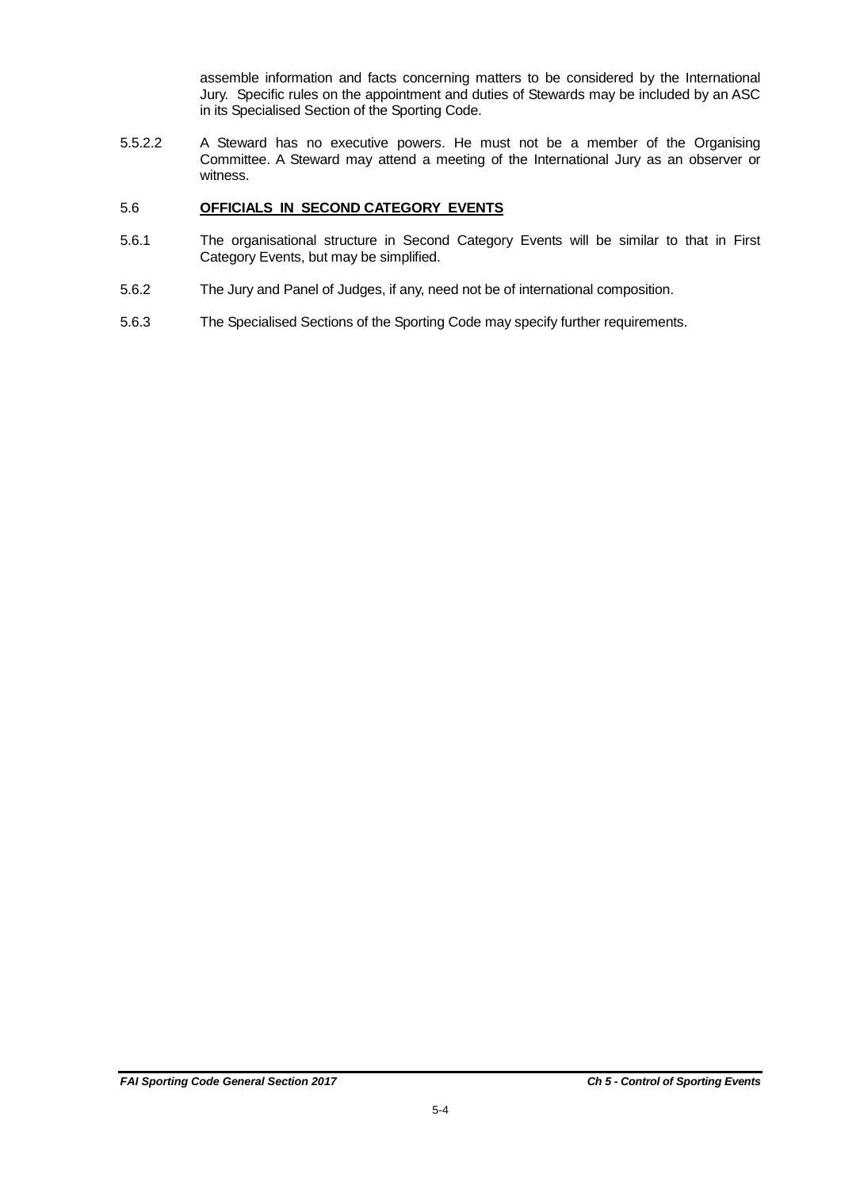assemble information and facts concerning matters to be considered by the International Jury. Specific rules on the appointment and duties of Stewards may be included by an ASC in its Specialised Section of the Sporting Code.

5.5.2.2 A Steward has no executive powers. He must not be a member of the Organising Committee. A Steward may attend a meeting of the International Jury as an observer or witness.

## 5.6 OFFICIALS IN SECOND CATEGORY EVENTS

5.6.1 The organisational structure in Second Category Events will be similar to that in First Category Events, but may be simplified.

5.6.2 The Jury and Panel of Judges, if any, need not be of international composition.

5.6.3 The Specialised Sections of the Sporting Code may specify further requirements.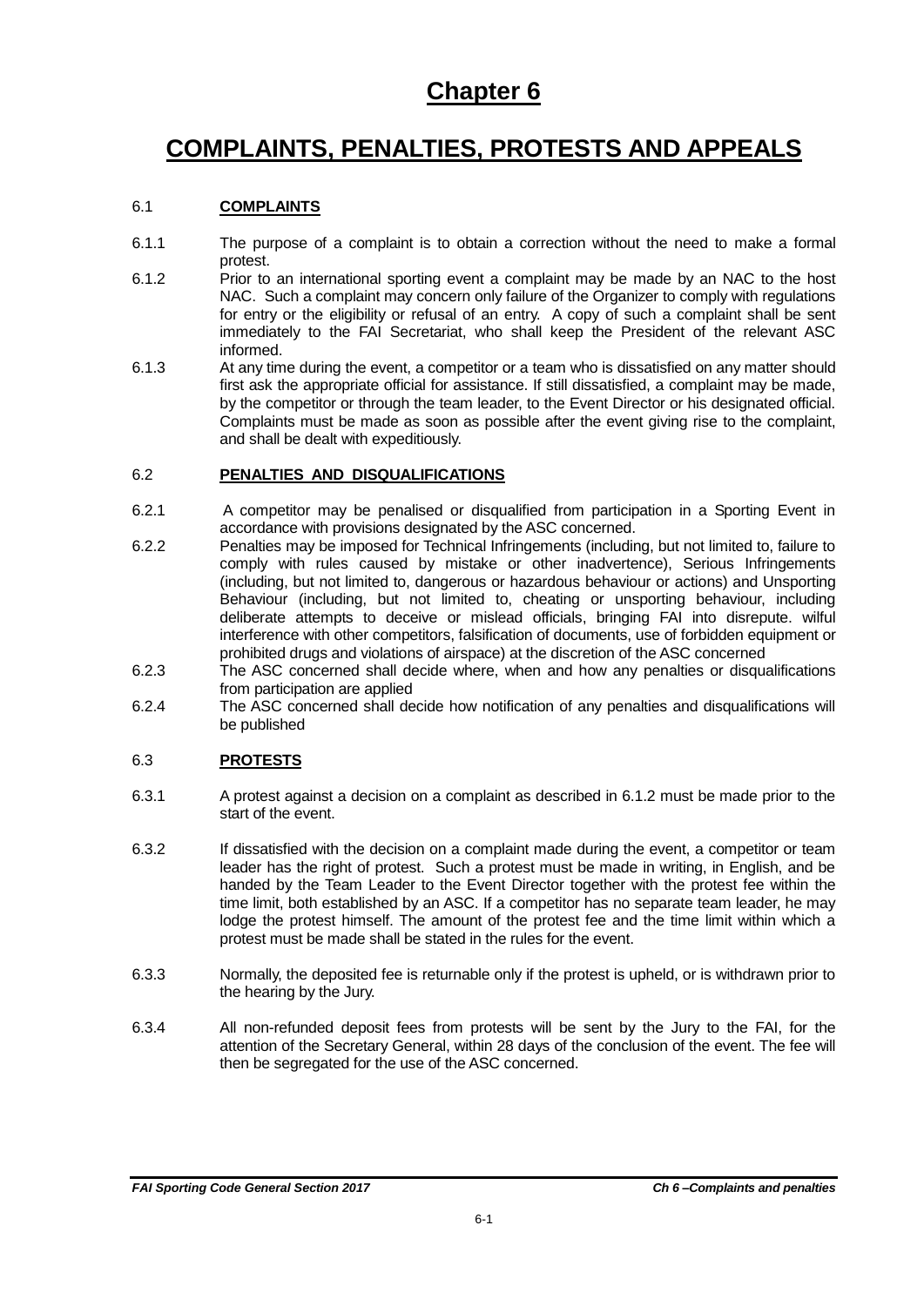# Chapter 6

# COMPLAINTS, PENALTIES, PROTESTS AND APPEALS

## 6.1 COMPLAINTS

6.1.1 The purpose of a complaint is to obtain a correction without the need to make a formal protest.

6.1.2 Prior to an international sporting event a complaint may be made by an NAC to the host NAC. Such a complaint may concern only failure of the Organizer to comply with regulations for entry or the eligibility or refusal of an entry. A copy of such a complaint shall be sent immediately to the FAI Secretariat, who shall keep the President of the relevant ASC informed.

6.1.3 At any time during the event, a competitor or a team who is dissatisfied on any matter should first ask the appropriate official for assistance. If still dissatisfied, a complaint may be made, by the competitor or through the team leader, to the Event Director or his designated official. Complaints must be made as soon as possible after the event giving rise to the complaint, and shall be dealt with expeditiously.

## 6.2 PENALTIES AND DISQUALIFICATIONS

6.2.1 A competitor may be penalised or disqualified from participation in a Sporting Event in accordance with provisions designated by the ASC concerned.

6.2.2 Penalties may be imposed for Technical Infringements (including, but not limited to, failure to comply with rules caused by mistake or other inadvertence), Serious Infringements (including, but not limited to, dangerous or hazardous behaviour or actions) and Unsporting Behaviour (including, but not limited to, cheating or unsporting behaviour, including deliberate attempts to deceive or mislead officials, bringing FAI into disrepute. wilful interference with other competitors, falsification of documents, use of forbidden equipment or prohibited drugs and violations of airspace) at the discretion of the ASC concerned

6.2.3 The ASC concerned shall decide where, when and how any penalties or disqualifications from participation are applied

6.2.4 The ASC concerned shall decide how notification of any penalties and disqualifications will be published

## 6.3 PROTESTS

6.3.1 A protest against a decision on a complaint as described in 6.1.2 must be made prior to the start of the event.

6.3.2 If dissatisfied with the decision on a complaint made during the event, a competitor or team leader has the right of protest. Such a protest must be made in writing, in English, and be handed by the Team Leader to the Event Director together with the protest fee within the time limit, both established by an ASC. If a competitor has no separate team leader, he may lodge the protest himself. The amount of the protest fee and the time limit within which a protest must be made shall be stated in the rules for the event.

6.3.3 Normally, the deposited fee is returnable only if the protest is upheld, or is withdrawn prior to the hearing by the Jury.

6.3.4 All non-refunded deposit fees from protests will be sent by the Jury to the FAI, for the attention of the Secretary General, within 28 days of the conclusion of the event. The fee will then be segregated for the use of the ASC concerned.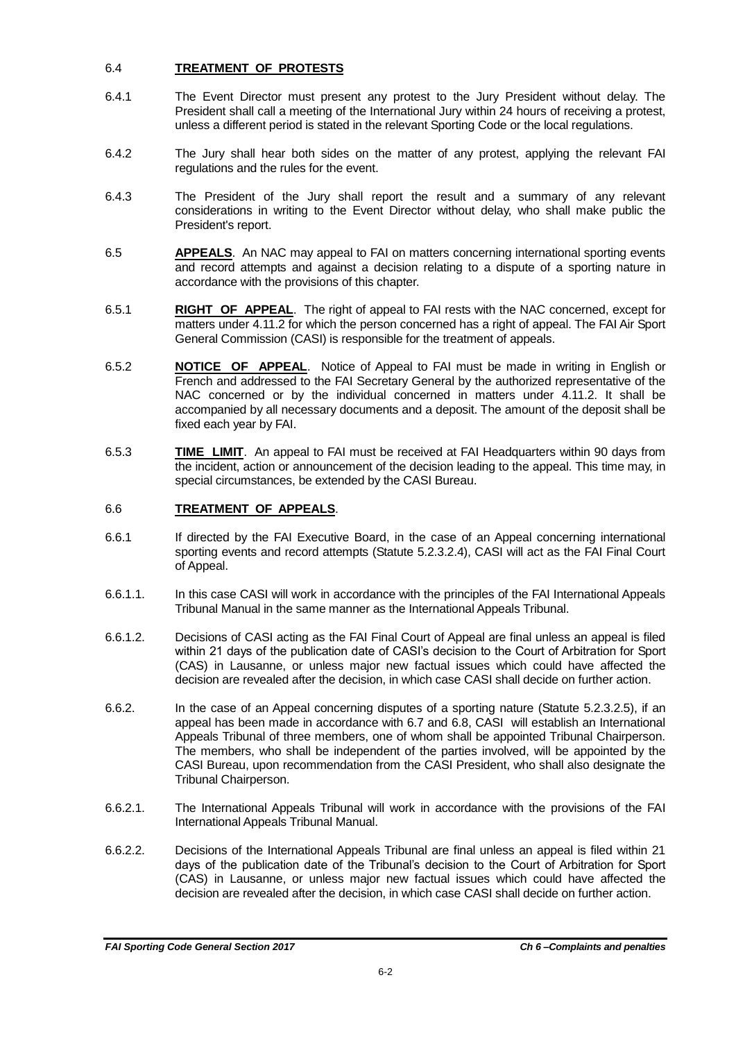## 6.4 **TREATMENT OF PROTESTS**

6.4.1 The Event Director must present any protest to the Jury President without delay. The President shall call a meeting of the International Jury within 24 hours of receiving a protest, unless a different period is stated in the relevant Sporting Code or the local regulations.

6.4.2 The Jury shall hear both sides on the matter of any protest, applying the relevant FAI regulations and the rules for the event.

6.4.3 The President of the Jury shall report the result and a summary of any relevant considerations in writing to the Event Director without delay, who shall make public the President's report.

6.5 **APPEALS**. An NAC may appeal to FAI on matters concerning international sporting events and record attempts and against a decision relating to a dispute of a sporting nature in accordance with the provisions of this chapter.

6.5.1 **RIGHT OF APPEAL**. The right of appeal to FAI rests with the NAC concerned, except for matters under 4.11.2 for which the person concerned has a right of appeal. The FAI Air Sport General Commission (CASI) is responsible for the treatment of appeals.

6.5.2 **NOTICE OF APPEAL**. Notice of Appeal to FAI must be made in writing in English or French and addressed to the FAI Secretary General by the authorized representative of the NAC concerned or by the individual concerned in matters under 4.11.2. It shall be accompanied by all necessary documents and a deposit. The amount of the deposit shall be fixed each year by FAI.

6.5.3 **TIME LIMIT**. An appeal to FAI must be received at FAI Headquarters within 90 days from the incident, action or announcement of the decision leading to the appeal. This time may, in special circumstances, be extended by the CASI Bureau.

## 6.6 **TREATMENT OF APPEALS**.

6.6.1 If directed by the FAI Executive Board, in the case of an Appeal concerning international sporting events and record attempts (Statute 5.2.3.2.4), CASI will act as the FAI Final Court of Appeal.

6.6.1.1. In this case CASI will work in accordance with the principles of the FAI International Appeals Tribunal Manual in the same manner as the International Appeals Tribunal.

6.6.1.2. Decisions of CASI acting as the FAI Final Court of Appeal are final unless an appeal is filed within 21 days of the publication date of CASI's decision to the Court of Arbitration for Sport (CAS) in Lausanne, or unless major new factual issues which could have affected the decision are revealed after the decision, in which case CASI shall decide on further action.

6.6.2. In the case of an Appeal concerning disputes of a sporting nature (Statute 5.2.3.2.5), if an appeal has been made in accordance with 6.7 and 6.8, CASI will establish an International Appeals Tribunal of three members, one of whom shall be appointed Tribunal Chairperson. The members, who shall be independent of the parties involved, will be appointed by the CASI Bureau, upon recommendation from the CASI President, who shall also designate the Tribunal Chairperson.

6.6.2.1. The International Appeals Tribunal will work in accordance with the provisions of the FAI International Appeals Tribunal Manual.

6.6.2.2. Decisions of the International Appeals Tribunal are final unless an appeal is filed within 21 days of the publication date of the Tribunal's decision to the Court of Arbitration for Sport (CAS) in Lausanne, or unless major new factual issues which could have affected the decision are revealed after the decision, in which case CASI shall decide on further action.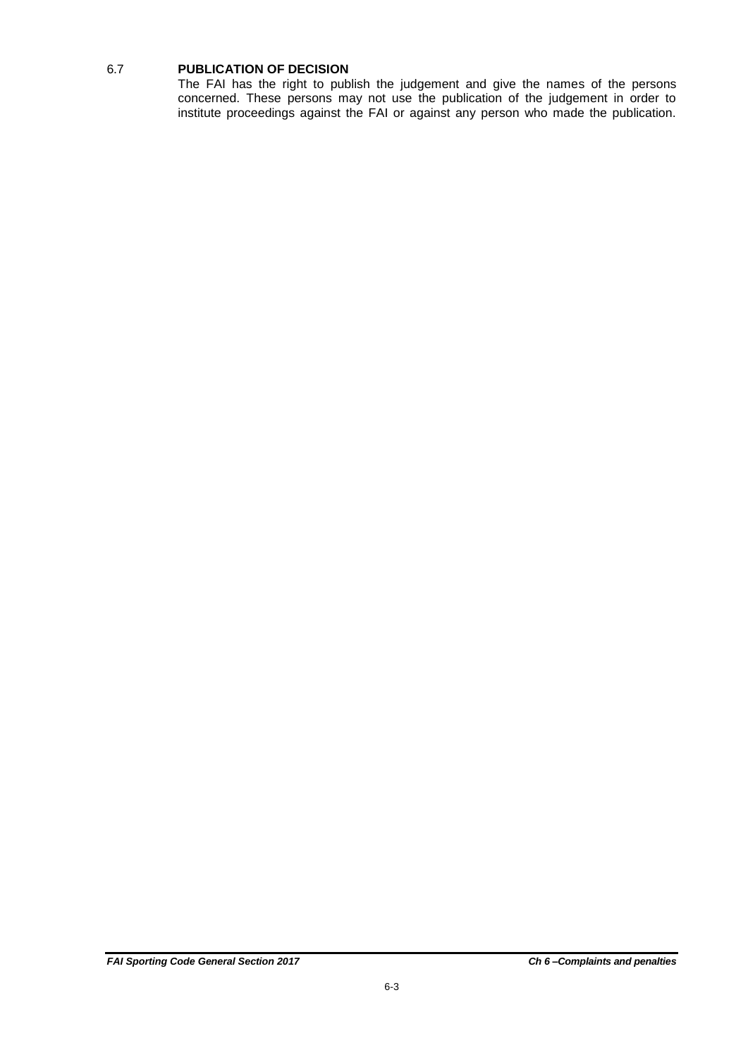### 6.7 PUBLICATION OF DECISION

The FAI has the right to publish the judgement and give the names of the persons concerned. These persons may not use the publication of the judgement in order to institute proceedings against the FAI or against any person who made the publication.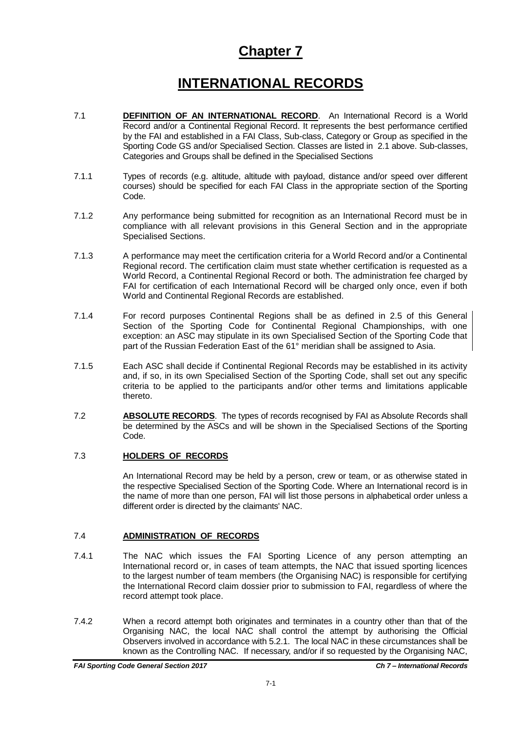# Chapter 7

# INTERNATIONAL RECORDS

7.1 **DEFINITION OF AN INTERNATIONAL RECORD**. An International Record is a World Record and/or a Continental Regional Record. It represents the best performance certified by the FAI and established in a FAI Class, Sub-class, Category or Group as specified in the Sporting Code GS and/or Specialised Section. Classes are listed in 2.1 above. Sub-classes, Categories and Groups shall be defined in the Specialised Sections

7.1.1 Types of records (e.g. altitude, altitude with payload, distance and/or speed over different courses) should be specified for each FAI Class in the appropriate section of the Sporting Code.

7.1.2 Any performance being submitted for recognition as an International Record must be in compliance with all relevant provisions in this General Section and in the appropriate Specialised Sections.

7.1.3 A performance may meet the certification criteria for a World Record and/or a Continental Regional record. The certification claim must state whether certification is requested as a World Record, a Continental Regional Record or both. The administration fee charged by FAI for certification of each International Record will be charged only once, even if both World and Continental Regional Records are established.

7.1.4 For record purposes Continental Regions shall be as defined in 2.5 of this General Section of the Sporting Code for Continental Regional Championships, with one exception: an ASC may stipulate in its own Specialised Section of the Sporting Code that part of the Russian Federation East of the 61° meridian shall be assigned to Asia.

7.1.5 Each ASC shall decide if Continental Regional Records may be established in its activity and, if so, in its own Specialised Section of the Sporting Code, shall set out any specific criteria to be applied to the participants and/or other terms and limitations applicable thereto.

7.2 **ABSOLUTE RECORDS**. The types of records recognised by FAI as Absolute Records shall be determined by the ASCs and will be shown in the Specialised Sections of the Sporting Code.

## 7.3 HOLDERS OF RECORDS

An International Record may be held by a person, crew or team, or as otherwise stated in the respective Specialised Section of the Sporting Code. Where an International record is in the name of more than one person, FAI will list those persons in alphabetical order unless a different order is directed by the claimants' NAC.

## 7.4 ADMINISTRATION OF RECORDS

7.4.1 The NAC which issues the FAI Sporting Licence of any person attempting an International record or, in cases of team attempts, the NAC that issued sporting licences to the largest number of team members (the Organising NAC) is responsible for certifying the International Record claim dossier prior to submission to FAI, regardless of where the record attempt took place.

7.4.2 When a record attempt both originates and terminates in a country other than that of the Organising NAC, the local NAC shall control the attempt by authorising the Official Observers involved in accordance with 5.2.1. The local NAC in these circumstances shall be known as the Controlling NAC. If necessary, and/or if so requested by the Organising NAC,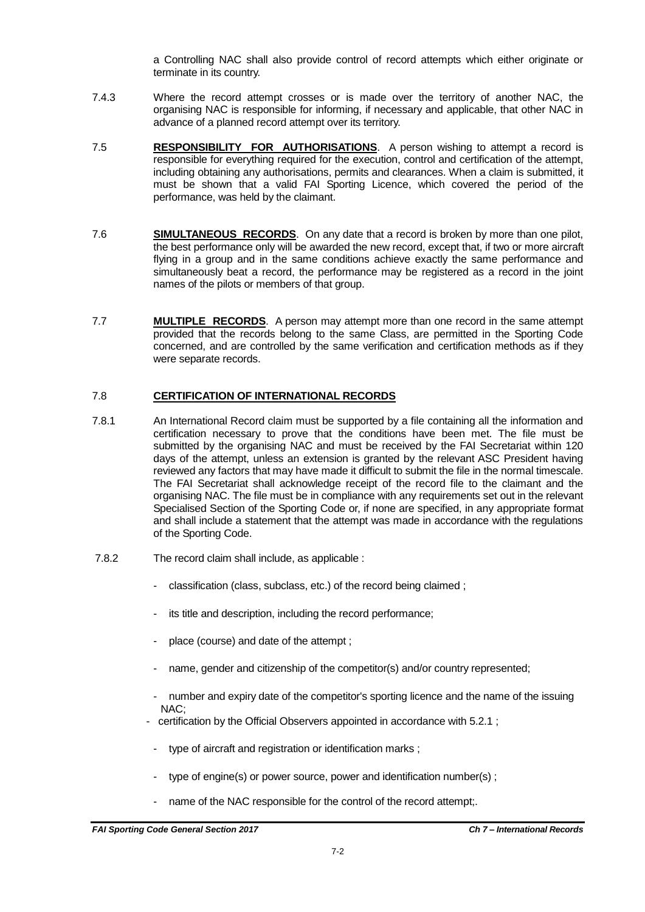a Controlling NAC shall also provide control of record attempts which either originate or terminate in its country.

7.4.3 Where the record attempt crosses or is made over the territory of another NAC, the organising NAC is responsible for informing, if necessary and applicable, that other NAC in advance of a planned record attempt over its territory.

7.5 **RESPONSIBILITY FOR AUTHORISATIONS**. A person wishing to attempt a record is responsible for everything required for the execution, control and certification of the attempt, including obtaining any authorisations, permits and clearances. When a claim is submitted, it must be shown that a valid FAI Sporting Licence, which covered the period of the performance, was held by the claimant.

7.6 **SIMULTANEOUS RECORDS**. On any date that a record is broken by more than one pilot, the best performance only will be awarded the new record, except that, if two or more aircraft flying in a group and in the same conditions achieve exactly the same performance and simultaneously beat a record, the performance may be registered as a record in the joint names of the pilots or members of that group.

7.7 **MULTIPLE RECORDS**. A person may attempt more than one record in the same attempt provided that the records belong to the same Class, are permitted in the Sporting Code concerned, and are controlled by the same verification and certification methods as if they were separate records.

7.8 **CERTIFICATION OF INTERNATIONAL RECORDS**

7.8.1 An International Record claim must be supported by a file containing all the information and certification necessary to prove that the conditions have been met. The file must be submitted by the organising NAC and must be received by the FAI Secretariat within 120 days of the attempt, unless an extension is granted by the relevant ASC President having reviewed any factors that may have made it difficult to submit the file in the normal timescale. The FAI Secretariat shall acknowledge receipt of the record file to the claimant and the organising NAC. The file must be in compliance with any requirements set out in the relevant Specialised Section of the Sporting Code or, if none are specified, in any appropriate format and shall include a statement that the attempt was made in accordance with the regulations of the Sporting Code.

7.8.2 The record claim shall include, as applicable :

- classification (class, subclass, etc.) of the record being claimed ;
- its title and description, including the record performance;
- place (course) and date of the attempt ;
- name, gender and citizenship of the competitor(s) and/or country represented;
- number and expiry date of the competitor's sporting licence and the name of the issuing NAC;
- certification by the Official Observers appointed in accordance with 5.2.1 ;
- type of aircraft and registration or identification marks ;
- type of engine(s) or power source, power and identification number(s) ;
- name of the NAC responsible for the control of the record attempt;.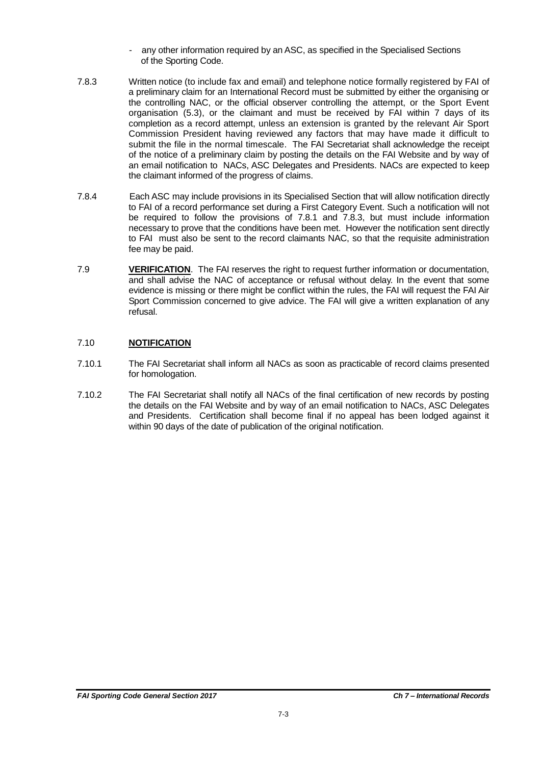- any other information required by an ASC, as specified in the Specialised Sections of the Sporting Code.

7.8.3 Written notice (to include fax and email) and telephone notice formally registered by FAI of a preliminary claim for an International Record must be submitted by either the organising or the controlling NAC, or the official observer controlling the attempt, or the Sport Event organisation (5.3), or the claimant and must be received by FAI within 7 days of its completion as a record attempt, unless an extension is granted by the relevant Air Sport Commission President having reviewed any factors that may have made it difficult to submit the file in the normal timescale. The FAI Secretariat shall acknowledge the receipt of the notice of a preliminary claim by posting the details on the FAI Website and by way of an email notification to NACs, ASC Delegates and Presidents. NACs are expected to keep the claimant informed of the progress of claims.

7.8.4 Each ASC may include provisions in its Specialised Section that will allow notification directly to FAI of a record performance set during a First Category Event. Such a notification will not be required to follow the provisions of 7.8.1 and 7.8.3, but must include information necessary to prove that the conditions have been met. However the notification sent directly to FAI must also be sent to the record claimants NAC, so that the requisite administration fee may be paid.

7.9 **VERIFICATION**. The FAI reserves the right to request further information or documentation, and shall advise the NAC of acceptance or refusal without delay. In the event that some evidence is missing or there might be conflict within the rules, the FAI will request the FAI Air Sport Commission concerned to give advice. The FAI will give a written explanation of any refusal.

## 7.10 **NOTIFICATION**

7.10.1 The FAI Secretariat shall inform all NACs as soon as practicable of record claims presented for homologation.

7.10.2 The FAI Secretariat shall notify all NACs of the final certification of new records by posting the details on the FAI Website and by way of an email notification to NACs, ASC Delegates and Presidents. Certification shall become final if no appeal has been lodged against it within 90 days of the date of publication of the original notification.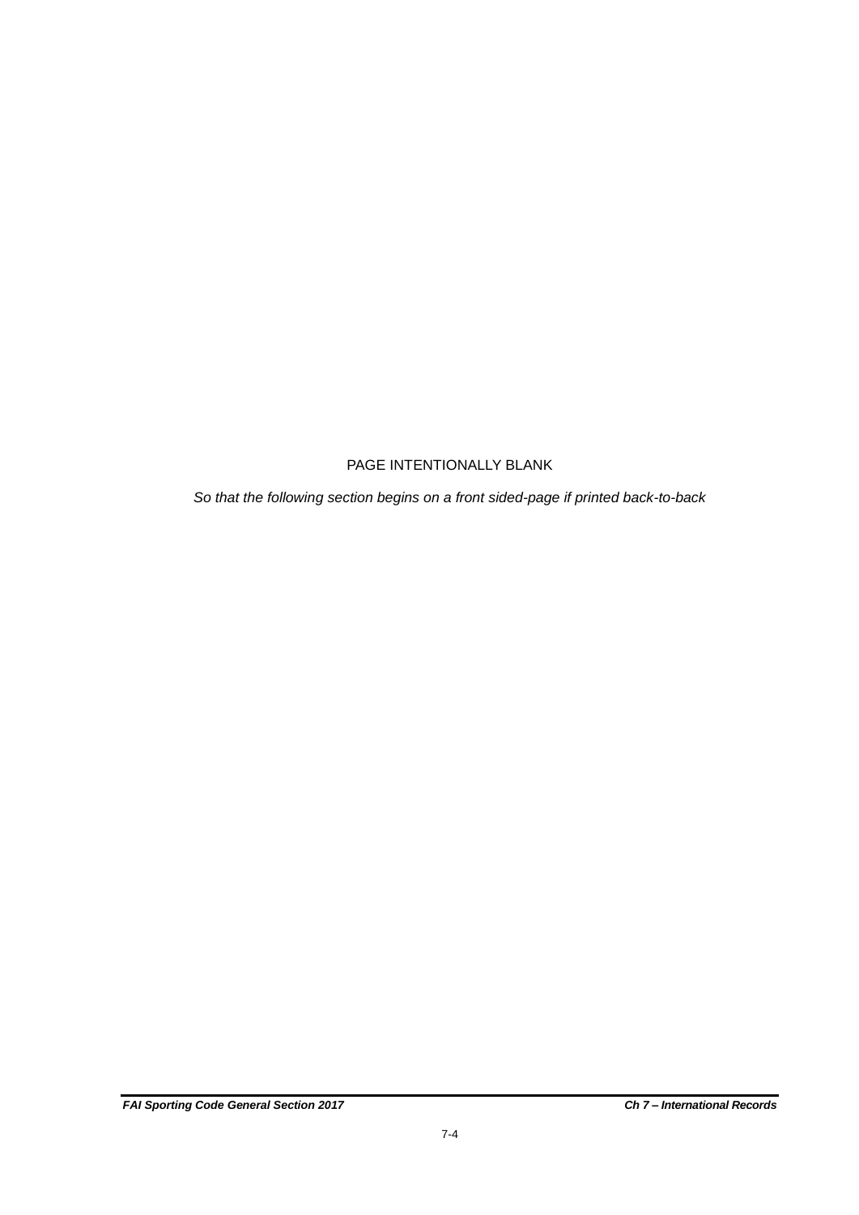PAGE INTENTIONALLY BLANK

*So that the following section begins on a front sided-page if printed back-to-back*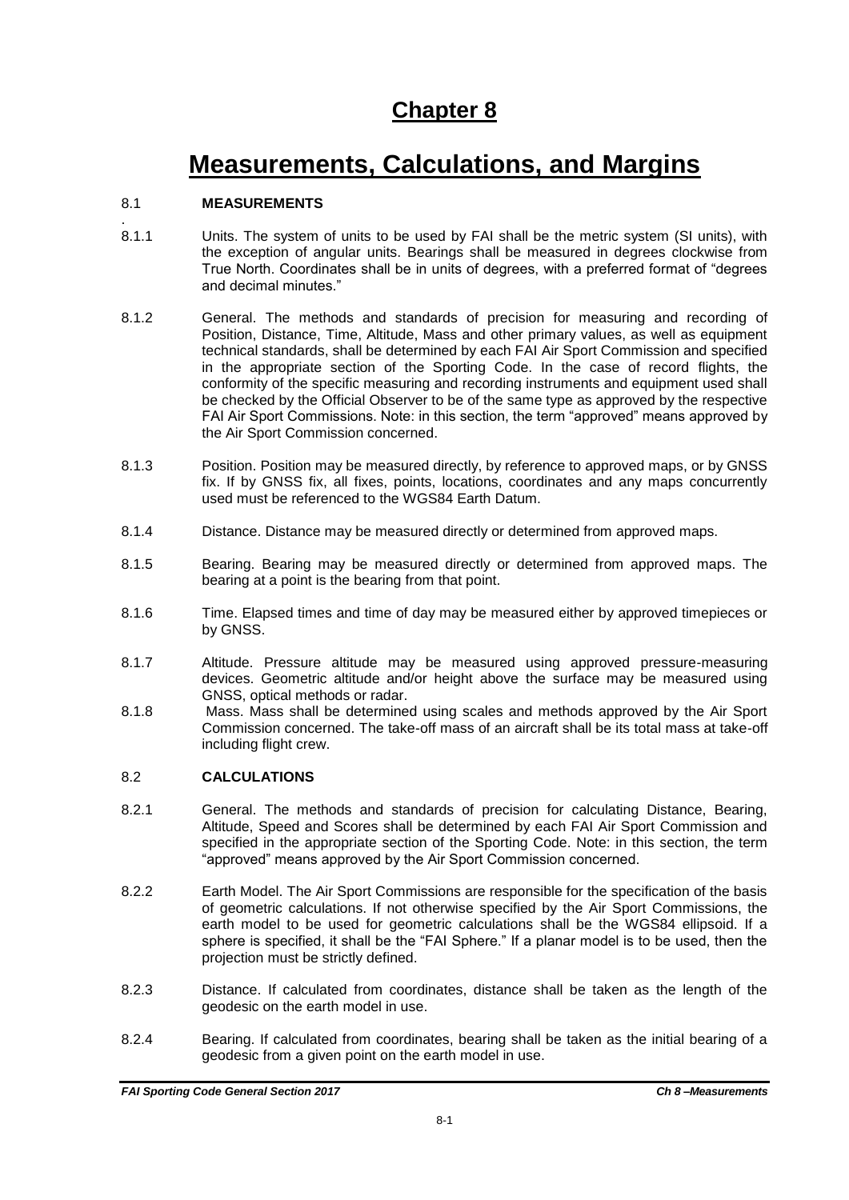# Chapter 8

# Measurements, Calculations, and Margins

## 8.1 MEASUREMENTS

8.1.1 Units. The system of units to be used by FAI shall be the metric system (SI units), with the exception of angular units. Bearings shall be measured in degrees clockwise from True North. Coordinates shall be in units of degrees, with a preferred format of "degrees and decimal minutes."

8.1.2 General. The methods and standards of precision for measuring and recording of Position, Distance, Time, Altitude, Mass and other primary values, as well as equipment technical standards, shall be determined by each FAI Air Sport Commission and specified in the appropriate section of the Sporting Code. In the case of record flights, the conformity of the specific measuring and recording instruments and equipment used shall be checked by the Official Observer to be of the same type as approved by the respective FAI Air Sport Commissions. Note: in this section, the term "approved" means approved by the Air Sport Commission concerned.

8.1.3 Position. Position may be measured directly, by reference to approved maps, or by GNSS fix. If by GNSS fix, all fixes, points, locations, coordinates and any maps concurrently used must be referenced to the WGS84 Earth Datum.

8.1.4 Distance. Distance may be measured directly or determined from approved maps.

8.1.5 Bearing. Bearing may be measured directly or determined from approved maps. The bearing at a point is the bearing from that point.

8.1.6 Time. Elapsed times and time of day may be measured either by approved timepieces or by GNSS.

8.1.7 Altitude. Pressure altitude may be measured using approved pressure-measuring devices. Geometric altitude and/or height above the surface may be measured using GNSS, optical methods or radar.

8.1.8 Mass. Mass shall be determined using scales and methods approved by the Air Sport Commission concerned. The take-off mass of an aircraft shall be its total mass at take-off including flight crew.

## 8.2 CALCULATIONS

8.2.1 General. The methods and standards of precision for calculating Distance, Bearing, Altitude, Speed and Scores shall be determined by each FAI Air Sport Commission and specified in the appropriate section of the Sporting Code. Note: in this section, the term "approved" means approved by the Air Sport Commission concerned.

8.2.2 Earth Model. The Air Sport Commissions are responsible for the specification of the basis of geometric calculations. If not otherwise specified by the Air Sport Commissions, the earth model to be used for geometric calculations shall be the WGS84 ellipsoid. If a sphere is specified, it shall be the "FAI Sphere." If a planar model is to be used, then the projection must be strictly defined.

8.2.3 Distance. If calculated from coordinates, distance shall be taken as the length of the geodesic on the earth model in use.

8.2.4 Bearing. If calculated from coordinates, bearing shall be taken as the initial bearing of a geodesic from a given point on the earth model in use.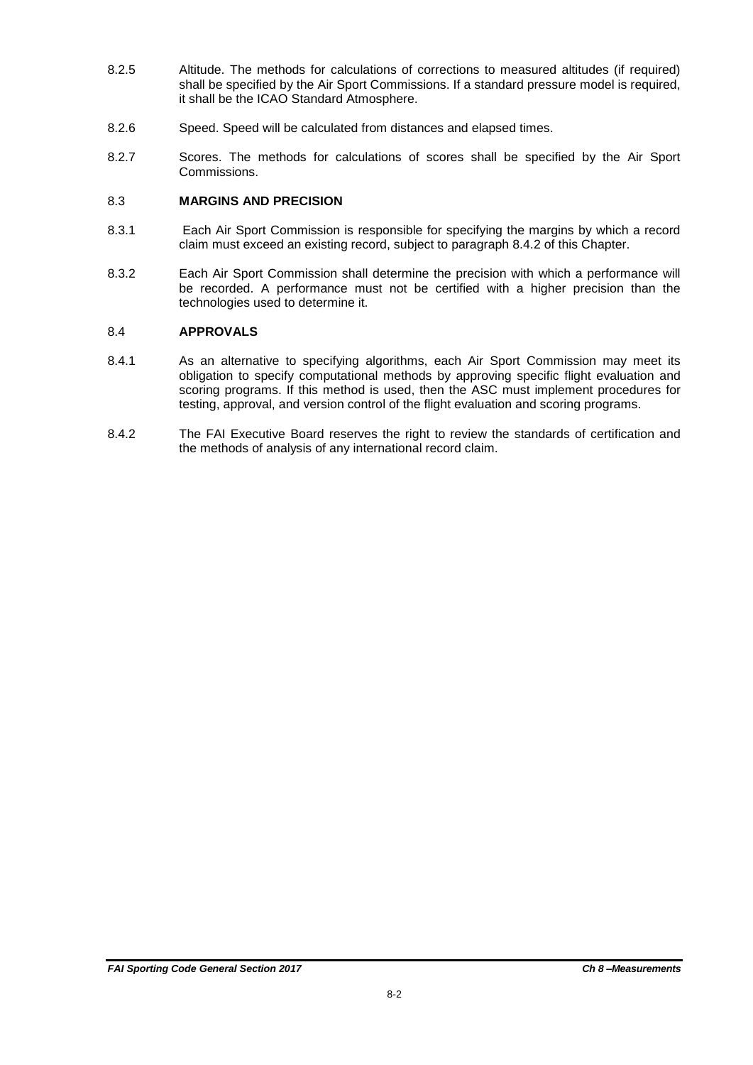8.2.5 Altitude. The methods for calculations of corrections to measured altitudes (if required) shall be specified by the Air Sport Commissions. If a standard pressure model is required, it shall be the ICAO Standard Atmosphere.

8.2.6 Speed. Speed will be calculated from distances and elapsed times.

8.2.7 Scores. The methods for calculations of scores shall be specified by the Air Sport Commissions.

## 8.3 MARGINS AND PRECISION

8.3.1 Each Air Sport Commission is responsible for specifying the margins by which a record claim must exceed an existing record, subject to paragraph 8.4.2 of this Chapter.

8.3.2 Each Air Sport Commission shall determine the precision with which a performance will be recorded. A performance must not be certified with a higher precision than the technologies used to determine it.

## 8.4 APPROVALS

8.4.1 As an alternative to specifying algorithms, each Air Sport Commission may meet its obligation to specify computational methods by approving specific flight evaluation and scoring programs. If this method is used, then the ASC must implement procedures for testing, approval, and version control of the flight evaluation and scoring programs.

8.4.2 The FAI Executive Board reserves the right to review the standards of certification and the methods of analysis of any international record claim.